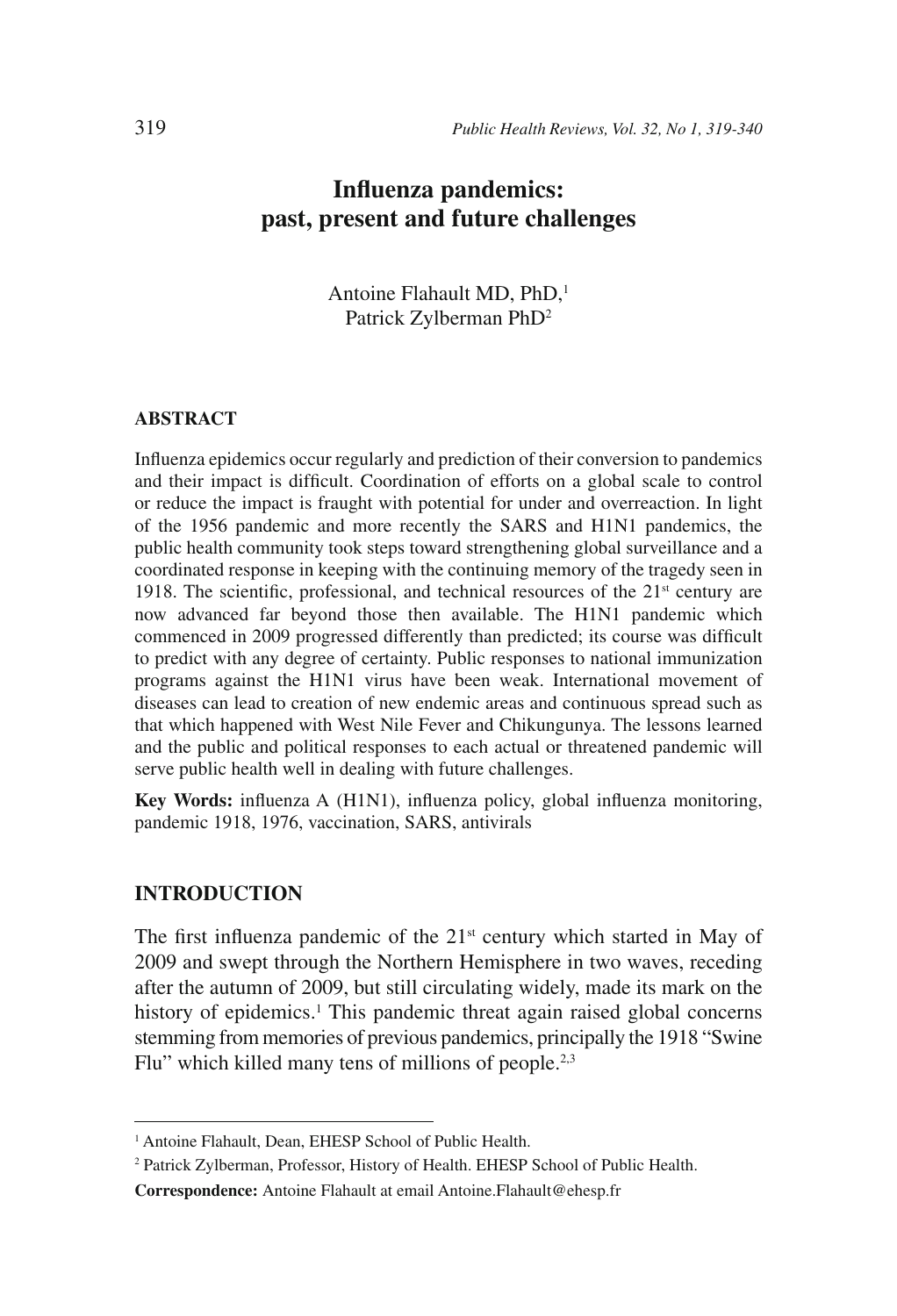# Influenza pandemics: past, present and future challenges

Antoine Flahault MD, PhD,[1]
Patrick Zylberman PhD[2]

### ABSTRACT

Influenza epidemics occur regularly and prediction of their conversion to pandemics and their impact is difficult. Coordination of efforts on a global scale to control or reduce the impact is fraught with potential for under and overreaction. In light of the 1956 pandemic and more recently the SARS and H1N1 pandemics, the public health community took steps toward strengthening global surveillance and a coordinated response in keeping with the continuing memory of the tragedy seen in 1918. The scientific, professional, and technical resources of the 21st century are now advanced far beyond those then available. The H1N1 pandemic which commenced in 2009 progressed differently than predicted; its course was difficult to predict with any degree of certainty. Public responses to national immunization programs against the H1N1 virus have been weak. International movement of diseases can lead to creation of new endemic areas and continuous spread such as that which happened with West Nile Fever and Chikungunya. The lessons learned and the public and political responses to each actual or threatened pandemic will serve public health well in dealing with future challenges.

**Key Words:** influenza A (H1N1), influenza policy, global influenza monitoring, pandemic 1918, 1976, vaccination, SARS, antivirals

## INTRODUCTION

The first influenza pandemic of the 21st century which started in May of 2009 and swept through the Northern Hemisphere in two waves, receding after the autumn of 2009, but still circulating widely, made its mark on the history of epidemics.[1] This pandemic threat again raised global concerns stemming from memories of previous pandemics, principally the 1918 "Swine Flu" which killed many tens of millions of people.[2,3]

---

[1] Antoine Flahault, Dean, EHESP School of Public Health.

[2] Patrick Zylberman, Professor, History of Health. EHESP School of Public Health.

**Correspondence:** Antoine Flahault at email Antoine.Flahault@ehesp.fr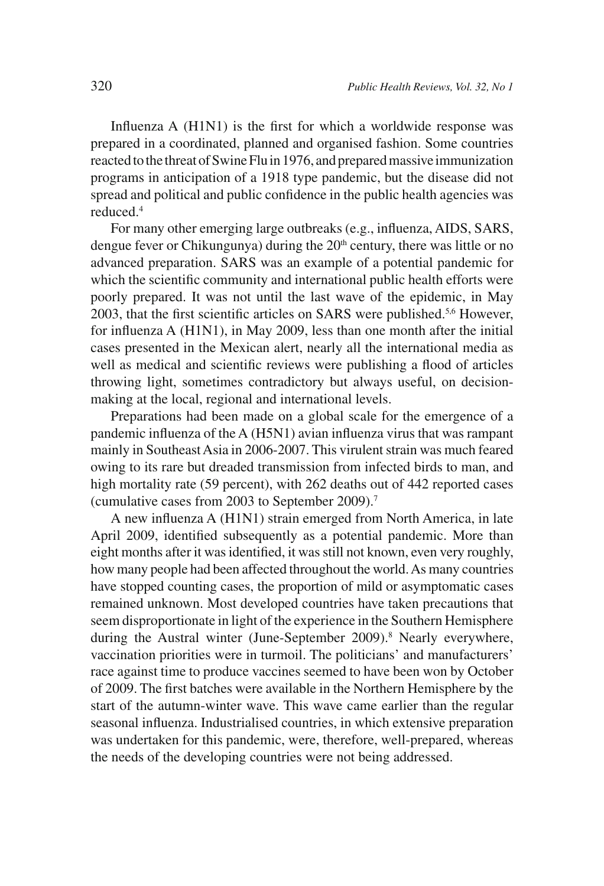Influenza A (H1N1) is the first for which a worldwide response was prepared in a coordinated, planned and organised fashion. Some countries reacted to the threat of Swine Flu in 1976, and prepared massive immunization programs in anticipation of a 1918 type pandemic, but the disease did not spread and political and public confidence in the public health agencies was reduced.[4]

For many other emerging large outbreaks (e.g., influenza, AIDS, SARS, dengue fever or Chikungunya) during the 20th century, there was little or no advanced preparation. SARS was an example of a potential pandemic for which the scientific community and international public health efforts were poorly prepared. It was not until the last wave of the epidemic, in May 2003, that the first scientific articles on SARS were published.[5,6] However, for influenza A (H1N1), in May 2009, less than one month after the initial cases presented in the Mexican alert, nearly all the international media as well as medical and scientific reviews were publishing a flood of articles throwing light, sometimes contradictory but always useful, on decision-making at the local, regional and international levels.

Preparations had been made on a global scale for the emergence of a pandemic influenza of the A (H5N1) avian influenza virus that was rampant mainly in Southeast Asia in 2006-2007. This virulent strain was much feared owing to its rare but dreaded transmission from infected birds to man, and high mortality rate (59 percent), with 262 deaths out of 442 reported cases (cumulative cases from 2003 to September 2009).[7]

A new influenza A (H1N1) strain emerged from North America, in late April 2009, identified subsequently as a potential pandemic. More than eight months after it was identified, it was still not known, even very roughly, how many people had been affected throughout the world. As many countries have stopped counting cases, the proportion of mild or asymptomatic cases remained unknown. Most developed countries have taken precautions that seem disproportionate in light of the experience in the Southern Hemisphere during the Austral winter (June-September 2009).[8] Nearly everywhere, vaccination priorities were in turmoil. The politicians' and manufacturers' race against time to produce vaccines seemed to have been won by October of 2009. The first batches were available in the Northern Hemisphere by the start of the autumn-winter wave. This wave came earlier than the regular seasonal influenza. Industrialised countries, in which extensive preparation was undertaken for this pandemic, were, therefore, well-prepared, whereas the needs of the developing countries were not being addressed.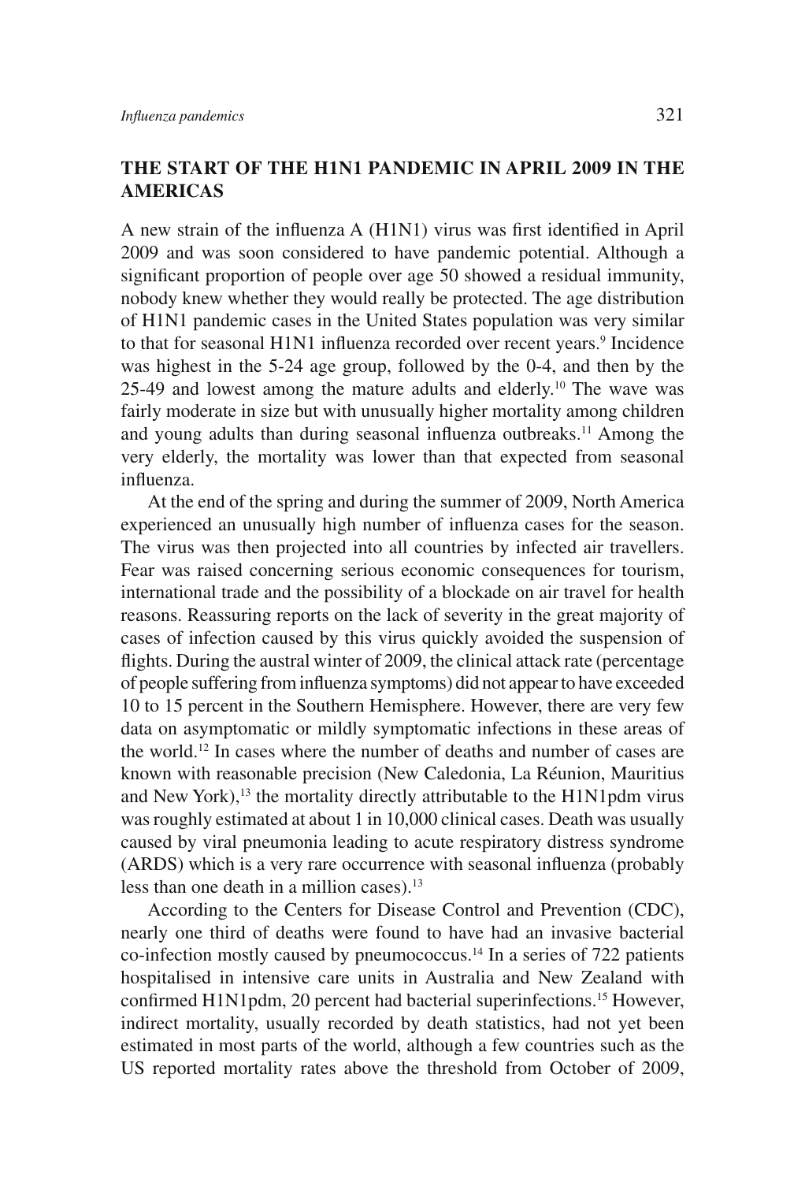## THE START OF THE H1N1 PANDEMIC IN APRIL 2009 IN THE AMERICAS

A new strain of the influenza A (H1N1) virus was first identified in April 2009 and was soon considered to have pandemic potential. Although a significant proportion of people over age 50 showed a residual immunity, nobody knew whether they would really be protected. The age distribution of H1N1 pandemic cases in the United States population was very similar to that for seasonal H1N1 influenza recorded over recent years.[9] Incidence was highest in the 5-24 age group, followed by the 0-4, and then by the 25-49 and lowest among the mature adults and elderly.[10] The wave was fairly moderate in size but with unusually higher mortality among children and young adults than during seasonal influenza outbreaks.[11] Among the very elderly, the mortality was lower than that expected from seasonal influenza.

At the end of the spring and during the summer of 2009, North America experienced an unusually high number of influenza cases for the season. The virus was then projected into all countries by infected air travellers. Fear was raised concerning serious economic consequences for tourism, international trade and the possibility of a blockade on air travel for health reasons. Reassuring reports on the lack of severity in the great majority of cases of infection caused by this virus quickly avoided the suspension of flights. During the austral winter of 2009, the clinical attack rate (percentage of people suffering from influenza symptoms) did not appear to have exceeded 10 to 15 percent in the Southern Hemisphere. However, there are very few data on asymptomatic or mildly symptomatic infections in these areas of the world.[12] In cases where the number of deaths and number of cases are known with reasonable precision (New Caledonia, La Réunion, Mauritius and New York),[13] the mortality directly attributable to the H1N1pdm virus was roughly estimated at about 1 in 10,000 clinical cases. Death was usually caused by viral pneumonia leading to acute respiratory distress syndrome (ARDS) which is a very rare occurrence with seasonal influenza (probably less than one death in a million cases).[13]

According to the Centers for Disease Control and Prevention (CDC), nearly one third of deaths were found to have had an invasive bacterial co-infection mostly caused by pneumococcus.[14] In a series of 722 patients hospitalised in intensive care units in Australia and New Zealand with confirmed H1N1pdm, 20 percent had bacterial superinfections.[15] However, indirect mortality, usually recorded by death statistics, had not yet been estimated in most parts of the world, although a few countries such as the US reported mortality rates above the threshold from October of 2009,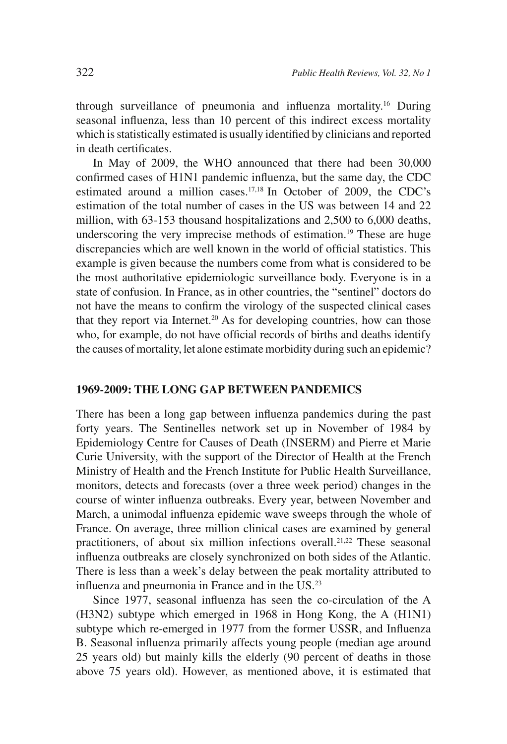through surveillance of pneumonia and influenza mortality.[16] During seasonal influenza, less than 10 percent of this indirect excess mortality which is statistically estimated is usually identified by clinicians and reported in death certificates.

In May of 2009, the WHO announced that there had been 30,000 confirmed cases of H1N1 pandemic influenza, but the same day, the CDC estimated around a million cases.[17,18] In October of 2009, the CDC's estimation of the total number of cases in the US was between 14 and 22 million, with 63-153 thousand hospitalizations and 2,500 to 6,000 deaths, underscoring the very imprecise methods of estimation.[19] These are huge discrepancies which are well known in the world of official statistics. This example is given because the numbers come from what is considered to be the most authoritative epidemiologic surveillance body. Everyone is in a state of confusion. In France, as in other countries, the "sentinel" doctors do not have the means to confirm the virology of the suspected clinical cases that they report via Internet.[20] As for developing countries, how can those who, for example, do not have official records of births and deaths identify the causes of mortality, let alone estimate morbidity during such an epidemic?

## 1969-2009: THE LONG GAP BETWEEN PANDEMICS

There has been a long gap between influenza pandemics during the past forty years. The Sentinelles network set up in November of 1984 by Epidemiology Centre for Causes of Death (INSERM) and Pierre et Marie Curie University, with the support of the Director of Health at the French Ministry of Health and the French Institute for Public Health Surveillance, monitors, detects and forecasts (over a three week period) changes in the course of winter influenza outbreaks. Every year, between November and March, a unimodal influenza epidemic wave sweeps through the whole of France. On average, three million clinical cases are examined by general practitioners, of about six million infections overall.[21,22] These seasonal influenza outbreaks are closely synchronized on both sides of the Atlantic. There is less than a week's delay between the peak mortality attributed to influenza and pneumonia in France and in the US.[23]

Since 1977, seasonal influenza has seen the co-circulation of the A (H3N2) subtype which emerged in 1968 in Hong Kong, the A (H1N1) subtype which re-emerged in 1977 from the former USSR, and Influenza B. Seasonal influenza primarily affects young people (median age around 25 years old) but mainly kills the elderly (90 percent of deaths in those above 75 years old). However, as mentioned above, it is estimated that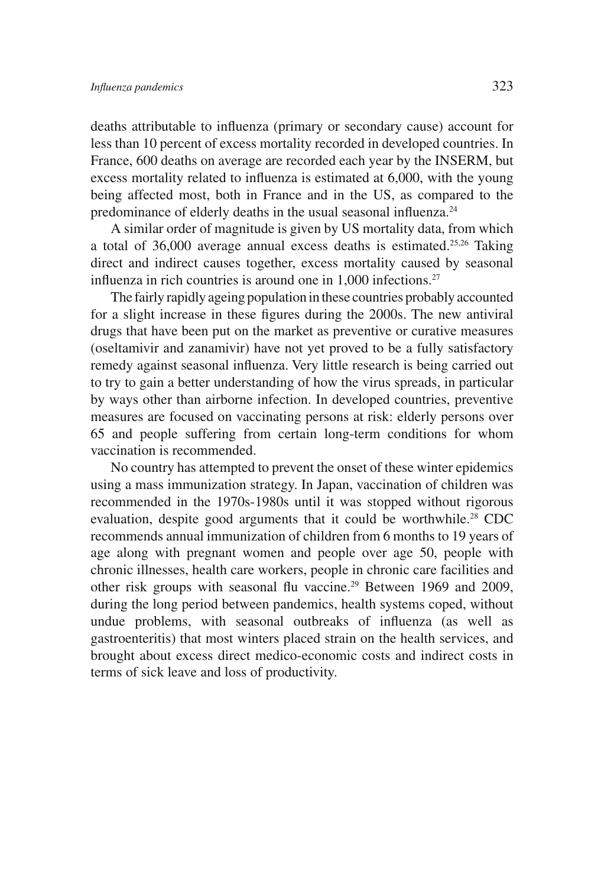deaths attributable to influenza (primary or secondary cause) account for less than 10 percent of excess mortality recorded in developed countries. In France, 600 deaths on average are recorded each year by the INSERM, but excess mortality related to influenza is estimated at 6,000, with the young being affected most, both in France and in the US, as compared to the predominance of elderly deaths in the usual seasonal influenza.[24]

A similar order of magnitude is given by US mortality data, from which a total of 36,000 average annual excess deaths is estimated.[25,26] Taking direct and indirect causes together, excess mortality caused by seasonal influenza in rich countries is around one in 1,000 infections.[27]

The fairly rapidly ageing population in these countries probably accounted for a slight increase in these figures during the 2000s. The new antiviral drugs that have been put on the market as preventive or curative measures (oseltamivir and zanamivir) have not yet proved to be a fully satisfactory remedy against seasonal influenza. Very little research is being carried out to try to gain a better understanding of how the virus spreads, in particular by ways other than airborne infection. In developed countries, preventive measures are focused on vaccinating persons at risk: elderly persons over 65 and people suffering from certain long-term conditions for whom vaccination is recommended.

No country has attempted to prevent the onset of these winter epidemics using a mass immunization strategy. In Japan, vaccination of children was recommended in the 1970s-1980s until it was stopped without rigorous evaluation, despite good arguments that it could be worthwhile.[28] CDC recommends annual immunization of children from 6 months to 19 years of age along with pregnant women and people over age 50, people with chronic illnesses, health care workers, people in chronic care facilities and other risk groups with seasonal flu vaccine.[29] Between 1969 and 2009, during the long period between pandemics, health systems coped, without undue problems, with seasonal outbreaks of influenza (as well as gastroenteritis) that most winters placed strain on the health services, and brought about excess direct medico-economic costs and indirect costs in terms of sick leave and loss of productivity.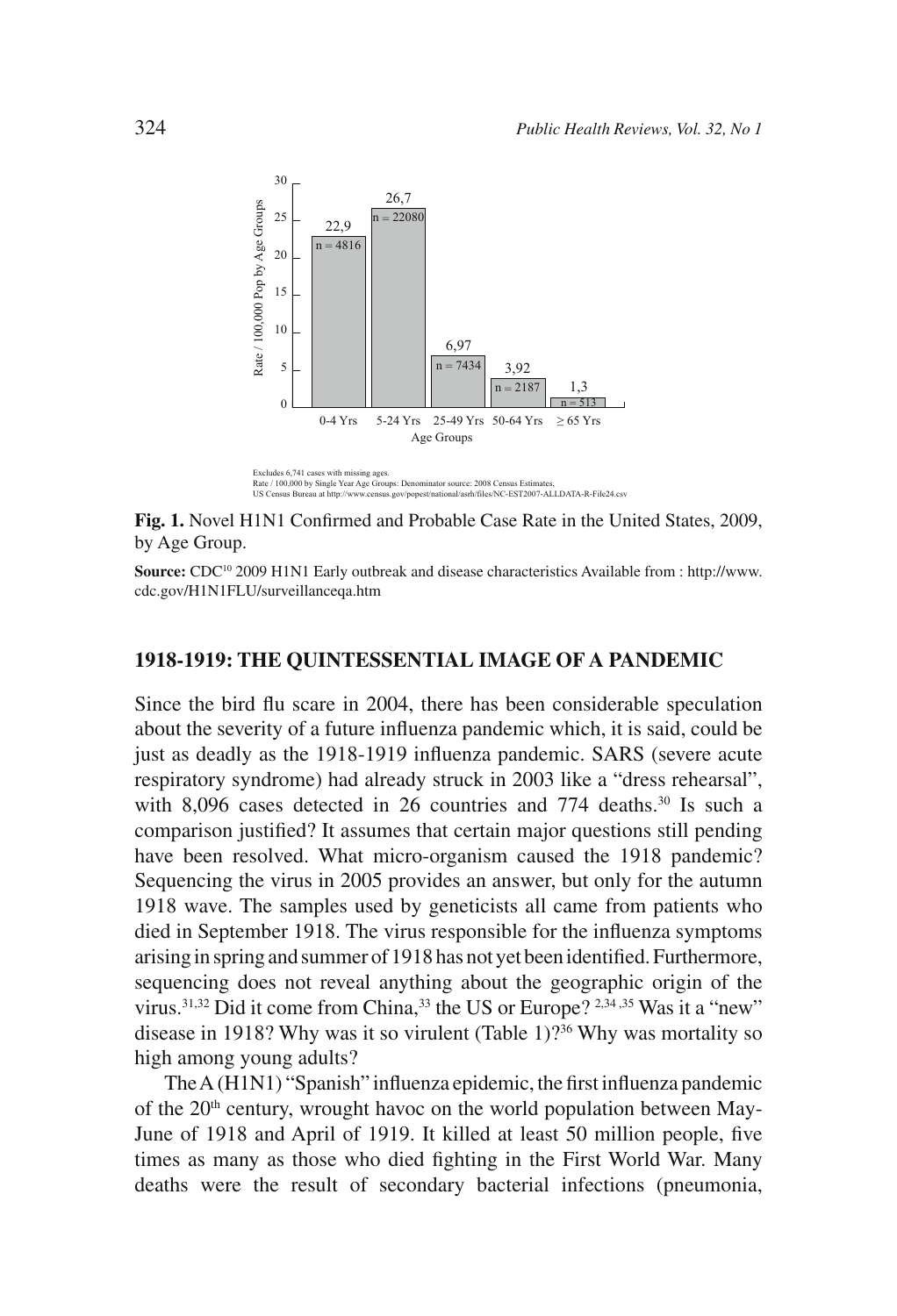Excludes 6,741 cases with missing ages.
Rate / 100,000 by Single Year Age Groups: Denominator source: 2008 Census Estimates,
US Census Bureau at http://www.census.gov/popest/national/asrh/files/NC-EST2007-ALLDATA-R-File24.csv

**Fig. 1.** Novel H1N1 Confirmed and Probable Case Rate in the United States, 2009, by Age Group.

**Source:** CDC[10] 2009 H1N1 Early outbreak and disease characteristics Available from : http://www.cdc.gov/H1N1FLU/surveillanceqa.htm

## 1918-1919: THE QUINTESSENTIAL IMAGE OF A PANDEMIC

Since the bird flu scare in 2004, there has been considerable speculation about the severity of a future influenza pandemic which, it is said, could be just as deadly as the 1918-1919 influenza pandemic. SARS (severe acute respiratory syndrome) had already struck in 2003 like a "dress rehearsal", with 8,096 cases detected in 26 countries and 774 deaths.[30] Is such a comparison justified? It assumes that certain major questions still pending have been resolved. What micro-organism caused the 1918 pandemic? Sequencing the virus in 2005 provides an answer, but only for the autumn 1918 wave. The samples used by geneticists all came from patients who died in September 1918. The virus responsible for the influenza symptoms arising in spring and summer of 1918 has not yet been identified. Furthermore, sequencing does not reveal anything about the geographic origin of the virus.[31,32] Did it come from China,[33] the US or Europe? [2,34,35] Was it a "new" disease in 1918? Why was it so virulent (Table 1)?[36] Why was mortality so high among young adults?

The A (H1N1) "Spanish" influenza epidemic, the first influenza pandemic of the 20[th] century, wrought havoc on the world population between May-June of 1918 and April of 1919. It killed at least 50 million people, five times as many as those who died fighting in the First World War. Many deaths were the result of secondary bacterial infections (pneumonia,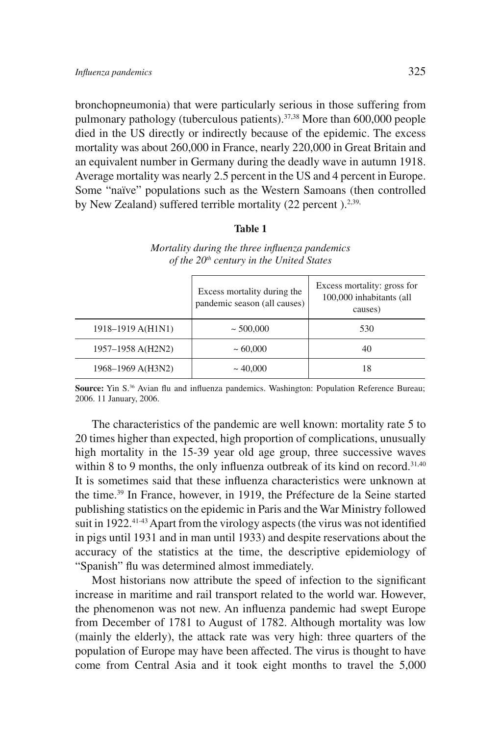bronchopneumonia) that were particularly serious in those suffering from pulmonary pathology (tuberculous patients).[37,38] More than 600,000 people died in the US directly or indirectly because of the epidemic. The excess mortality was about 260,000 in France, nearly 220,000 in Great Britain and an equivalent number in Germany during the deadly wave in autumn 1918. Average mortality was nearly 2.5 percent in the US and 4 percent in Europe. Some "naïve" populations such as the Western Samoans (then controlled by New Zealand) suffered terrible mortality (22 percent ).[2,39,]

**Table 1**

*Mortality during the three influenza pandemics of the 20th century in the United States*

| | Excess mortality during the pandemic season (all causes) | Excess mortality: gross for 100,000 inhabitants (all causes) |
|---|---|---|
| 1918–1919 A(H1N1) | ~ 500,000 | 530 |
| 1957–1958 A(H2N2) | ~ 60,000 | 40 |
| 1968–1969 A(H3N2) | ~ 40,000 | 18 |

**Source:** Yin S.[36] Avian flu and influenza pandemics. Washington: Population Reference Bureau; 2006. 11 January, 2006.

The characteristics of the pandemic are well known: mortality rate 5 to 20 times higher than expected, high proportion of complications, unusually high mortality in the 15-39 year old age group, three successive waves within 8 to 9 months, the only influenza outbreak of its kind on record.[31,40] It is sometimes said that these influenza characteristics were unknown at the time.[39] In France, however, in 1919, the Préfecture de la Seine started publishing statistics on the epidemic in Paris and the War Ministry followed suit in 1922.[41-43] Apart from the virology aspects (the virus was not identified in pigs until 1931 and in man until 1933) and despite reservations about the accuracy of the statistics at the time, the descriptive epidemiology of "Spanish" flu was determined almost immediately.

Most historians now attribute the speed of infection to the significant increase in maritime and rail transport related to the world war. However, the phenomenon was not new. An influenza pandemic had swept Europe from December of 1781 to August of 1782. Although mortality was low (mainly the elderly), the attack rate was very high: three quarters of the population of Europe may have been affected. The virus is thought to have come from Central Asia and it took eight months to travel the 5,000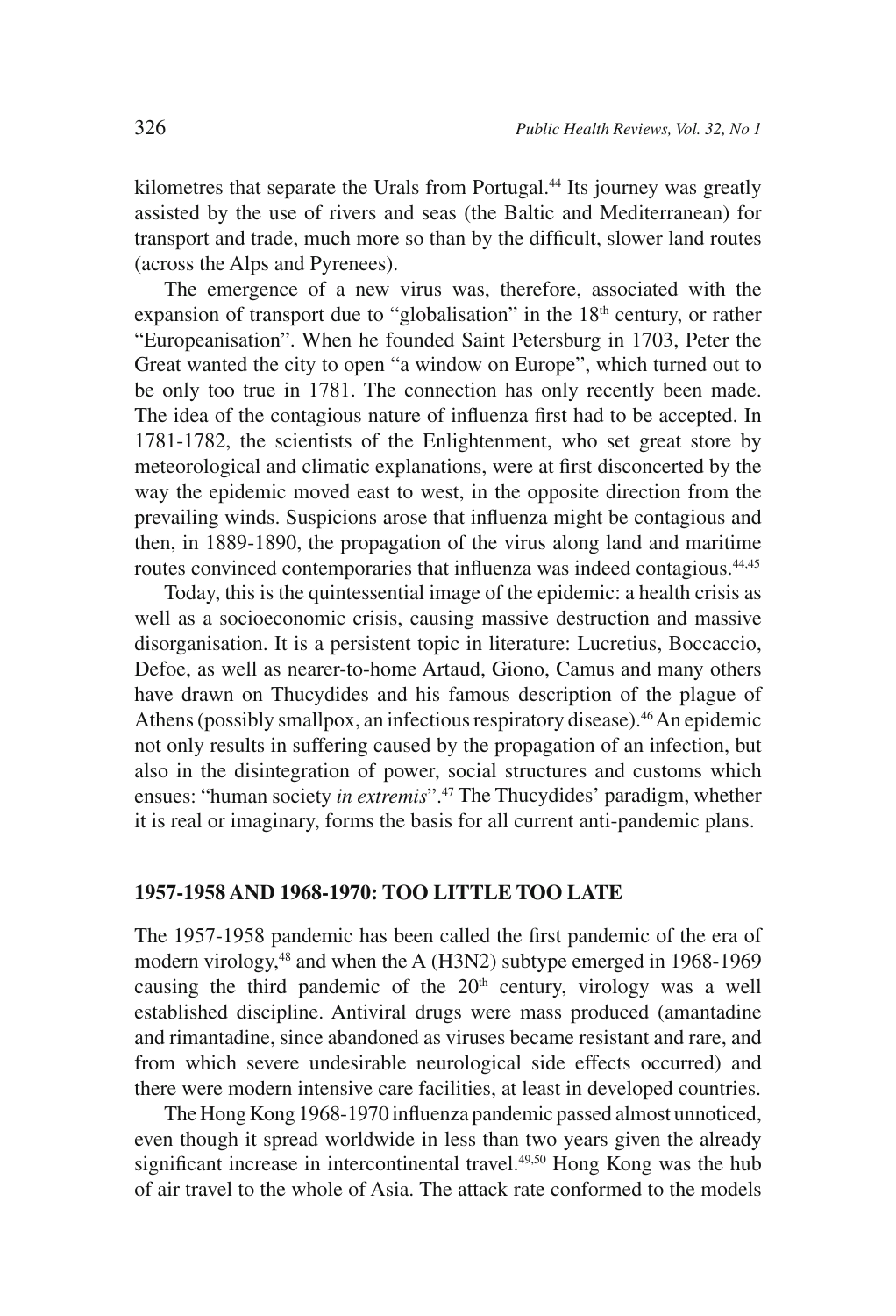kilometres that separate the Urals from Portugal.[44] Its journey was greatly assisted by the use of rivers and seas (the Baltic and Mediterranean) for transport and trade, much more so than by the difficult, slower land routes (across the Alps and Pyrenees).

The emergence of a new virus was, therefore, associated with the expansion of transport due to "globalisation" in the 18th century, or rather "Europeanisation". When he founded Saint Petersburg in 1703, Peter the Great wanted the city to open "a window on Europe", which turned out to be only too true in 1781. The connection has only recently been made. The idea of the contagious nature of influenza first had to be accepted. In 1781-1782, the scientists of the Enlightenment, who set great store by meteorological and climatic explanations, were at first disconcerted by the way the epidemic moved east to west, in the opposite direction from the prevailing winds. Suspicions arose that influenza might be contagious and then, in 1889-1890, the propagation of the virus along land and maritime routes convinced contemporaries that influenza was indeed contagious.[44,45]

Today, this is the quintessential image of the epidemic: a health crisis as well as a socioeconomic crisis, causing massive destruction and massive disorganisation. It is a persistent topic in literature: Lucretius, Boccaccio, Defoe, as well as nearer-to-home Artaud, Giono, Camus and many others have drawn on Thucydides and his famous description of the plague of Athens (possibly smallpox, an infectious respiratory disease).[46] An epidemic not only results in suffering caused by the propagation of an infection, but also in the disintegration of power, social structures and customs which ensues: "human society *in extremis*".[47] The Thucydides' paradigm, whether it is real or imaginary, forms the basis for all current anti-pandemic plans.

## 1957-1958 AND 1968-1970: TOO LITTLE TOO LATE

The 1957-1958 pandemic has been called the first pandemic of the era of modern virology,[48] and when the A (H3N2) subtype emerged in 1968-1969 causing the third pandemic of the 20th century, virology was a well established discipline. Antiviral drugs were mass produced (amantadine and rimantadine, since abandoned as viruses became resistant and rare, and from which severe undesirable neurological side effects occurred) and there were modern intensive care facilities, at least in developed countries.

The Hong Kong 1968-1970 influenza pandemic passed almost unnoticed, even though it spread worldwide in less than two years given the already significant increase in intercontinental travel.[49,50] Hong Kong was the hub of air travel to the whole of Asia. The attack rate conformed to the models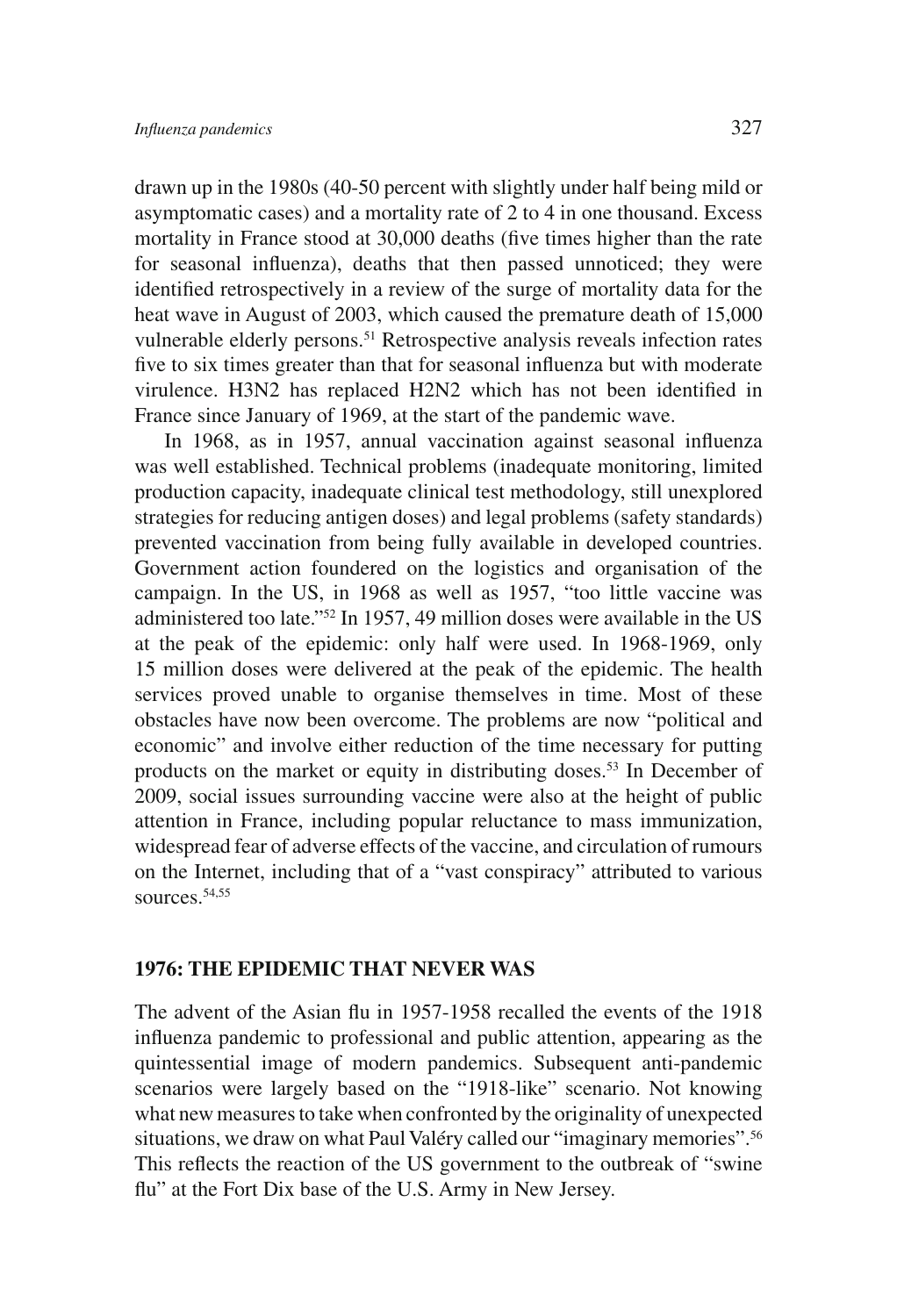drawn up in the 1980s (40-50 percent with slightly under half being mild or asymptomatic cases) and a mortality rate of 2 to 4 in one thousand. Excess mortality in France stood at 30,000 deaths (five times higher than the rate for seasonal influenza), deaths that then passed unnoticed; they were identified retrospectively in a review of the surge of mortality data for the heat wave in August of 2003, which caused the premature death of 15,000 vulnerable elderly persons.[51] Retrospective analysis reveals infection rates five to six times greater than that for seasonal influenza but with moderate virulence. H3N2 has replaced H2N2 which has not been identified in France since January of 1969, at the start of the pandemic wave.

In 1968, as in 1957, annual vaccination against seasonal influenza was well established. Technical problems (inadequate monitoring, limited production capacity, inadequate clinical test methodology, still unexplored strategies for reducing antigen doses) and legal problems (safety standards) prevented vaccination from being fully available in developed countries. Government action foundered on the logistics and organisation of the campaign. In the US, in 1968 as well as 1957, "too little vaccine was administered too late."[52] In 1957, 49 million doses were available in the US at the peak of the epidemic: only half were used. In 1968-1969, only 15 million doses were delivered at the peak of the epidemic. The health services proved unable to organise themselves in time. Most of these obstacles have now been overcome. The problems are now "political and economic" and involve either reduction of the time necessary for putting products on the market or equity in distributing doses.[53] In December of 2009, social issues surrounding vaccine were also at the height of public attention in France, including popular reluctance to mass immunization, widespread fear of adverse effects of the vaccine, and circulation of rumours on the Internet, including that of a "vast conspiracy" attributed to various sources.[54,55]

## 1976: THE EPIDEMIC THAT NEVER WAS

The advent of the Asian flu in 1957-1958 recalled the events of the 1918 influenza pandemic to professional and public attention, appearing as the quintessential image of modern pandemics. Subsequent anti-pandemic scenarios were largely based on the "1918-like" scenario. Not knowing what new measures to take when confronted by the originality of unexpected situations, we draw on what Paul Valéry called our "imaginary memories".[56] This reflects the reaction of the US government to the outbreak of "swine flu" at the Fort Dix base of the U.S. Army in New Jersey.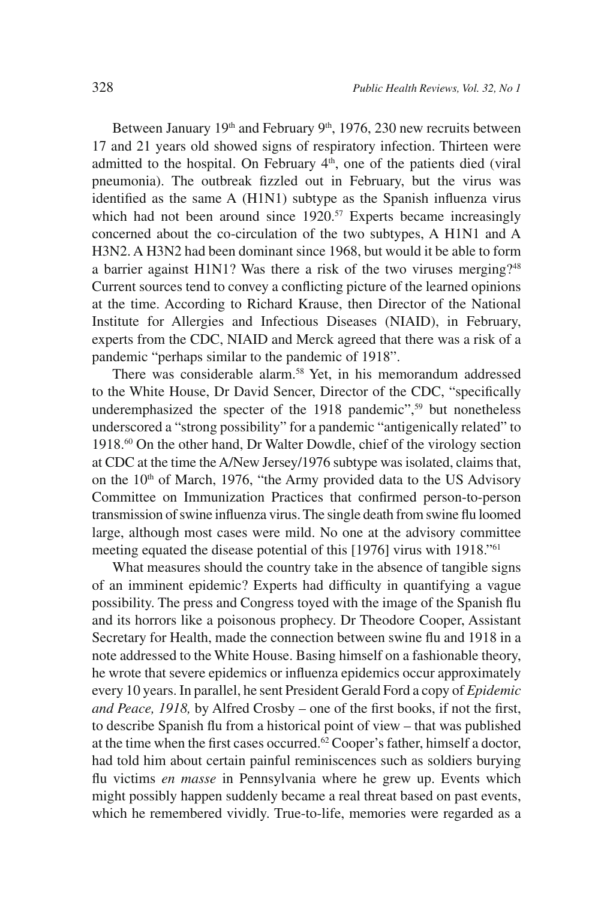Between January 19th and February 9th, 1976, 230 new recruits between 17 and 21 years old showed signs of respiratory infection. Thirteen were admitted to the hospital. On February 4th, one of the patients died (viral pneumonia). The outbreak fizzled out in February, but the virus was identified as the same A (H1N1) subtype as the Spanish influenza virus which had not been around since 1920.[57] Experts became increasingly concerned about the co-circulation of the two subtypes, A H1N1 and A H3N2. A H3N2 had been dominant since 1968, but would it be able to form a barrier against H1N1? Was there a risk of the two viruses merging?[48] Current sources tend to convey a conflicting picture of the learned opinions at the time. According to Richard Krause, then Director of the National Institute for Allergies and Infectious Diseases (NIAID), in February, experts from the CDC, NIAID and Merck agreed that there was a risk of a pandemic "perhaps similar to the pandemic of 1918".

There was considerable alarm.[58] Yet, in his memorandum addressed to the White House, Dr David Sencer, Director of the CDC, "specifically underemphasized the specter of the 1918 pandemic",[59] but nonetheless underscored a "strong possibility" for a pandemic "antigenically related" to 1918.[60] On the other hand, Dr Walter Dowdle, chief of the virology section at CDC at the time the A/New Jersey/1976 subtype was isolated, claims that, on the 10th of March, 1976, "the Army provided data to the US Advisory Committee on Immunization Practices that confirmed person-to-person transmission of swine influenza virus. The single death from swine flu loomed large, although most cases were mild. No one at the advisory committee meeting equated the disease potential of this [1976] virus with 1918."[61]

What measures should the country take in the absence of tangible signs of an imminent epidemic? Experts had difficulty in quantifying a vague possibility. The press and Congress toyed with the image of the Spanish flu and its horrors like a poisonous prophecy. Dr Theodore Cooper, Assistant Secretary for Health, made the connection between swine flu and 1918 in a note addressed to the White House. Basing himself on a fashionable theory, he wrote that severe epidemics or influenza epidemics occur approximately every 10 years. In parallel, he sent President Gerald Ford a copy of *Epidemic and Peace, 1918,* by Alfred Crosby – one of the first books, if not the first, to describe Spanish flu from a historical point of view – that was published at the time when the first cases occurred.[62] Cooper's father, himself a doctor, had told him about certain painful reminiscences such as soldiers burying flu victims *en masse* in Pennsylvania where he grew up. Events which might possibly happen suddenly became a real threat based on past events, which he remembered vividly. True-to-life, memories were regarded as a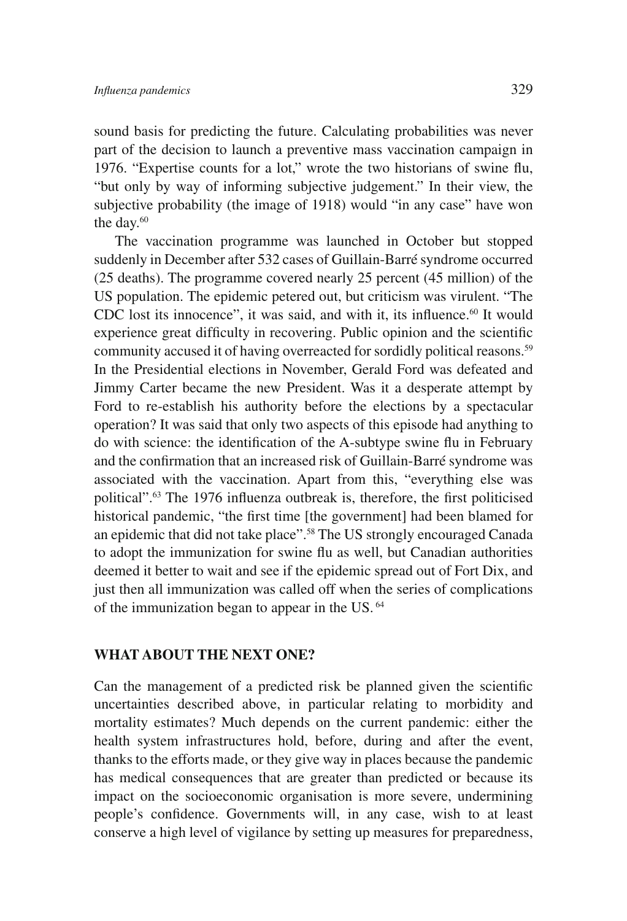sound basis for predicting the future. Calculating probabilities was never part of the decision to launch a preventive mass vaccination campaign in 1976. "Expertise counts for a lot," wrote the two historians of swine flu, "but only by way of informing subjective judgement." In their view, the subjective probability (the image of 1918) would "in any case" have won the day.[60]

The vaccination programme was launched in October but stopped suddenly in December after 532 cases of Guillain-Barré syndrome occurred (25 deaths). The programme covered nearly 25 percent (45 million) of the US population. The epidemic petered out, but criticism was virulent. "The CDC lost its innocence", it was said, and with it, its influence.[60] It would experience great difficulty in recovering. Public opinion and the scientific community accused it of having overreacted for sordidly political reasons.[59] In the Presidential elections in November, Gerald Ford was defeated and Jimmy Carter became the new President. Was it a desperate attempt by Ford to re-establish his authority before the elections by a spectacular operation? It was said that only two aspects of this episode had anything to do with science: the identification of the A-subtype swine flu in February and the confirmation that an increased risk of Guillain-Barré syndrome was associated with the vaccination. Apart from this, "everything else was political".[63] The 1976 influenza outbreak is, therefore, the first politicised historical pandemic, "the first time [the government] had been blamed for an epidemic that did not take place".[58] The US strongly encouraged Canada to adopt the immunization for swine flu as well, but Canadian authorities deemed it better to wait and see if the epidemic spread out of Fort Dix, and just then all immunization was called off when the series of complications of the immunization began to appear in the US.[64]

## WHAT ABOUT THE NEXT ONE?

Can the management of a predicted risk be planned given the scientific uncertainties described above, in particular relating to morbidity and mortality estimates? Much depends on the current pandemic: either the health system infrastructures hold, before, during and after the event, thanks to the efforts made, or they give way in places because the pandemic has medical consequences that are greater than predicted or because its impact on the socioeconomic organisation is more severe, undermining people's confidence. Governments will, in any case, wish to at least conserve a high level of vigilance by setting up measures for preparedness,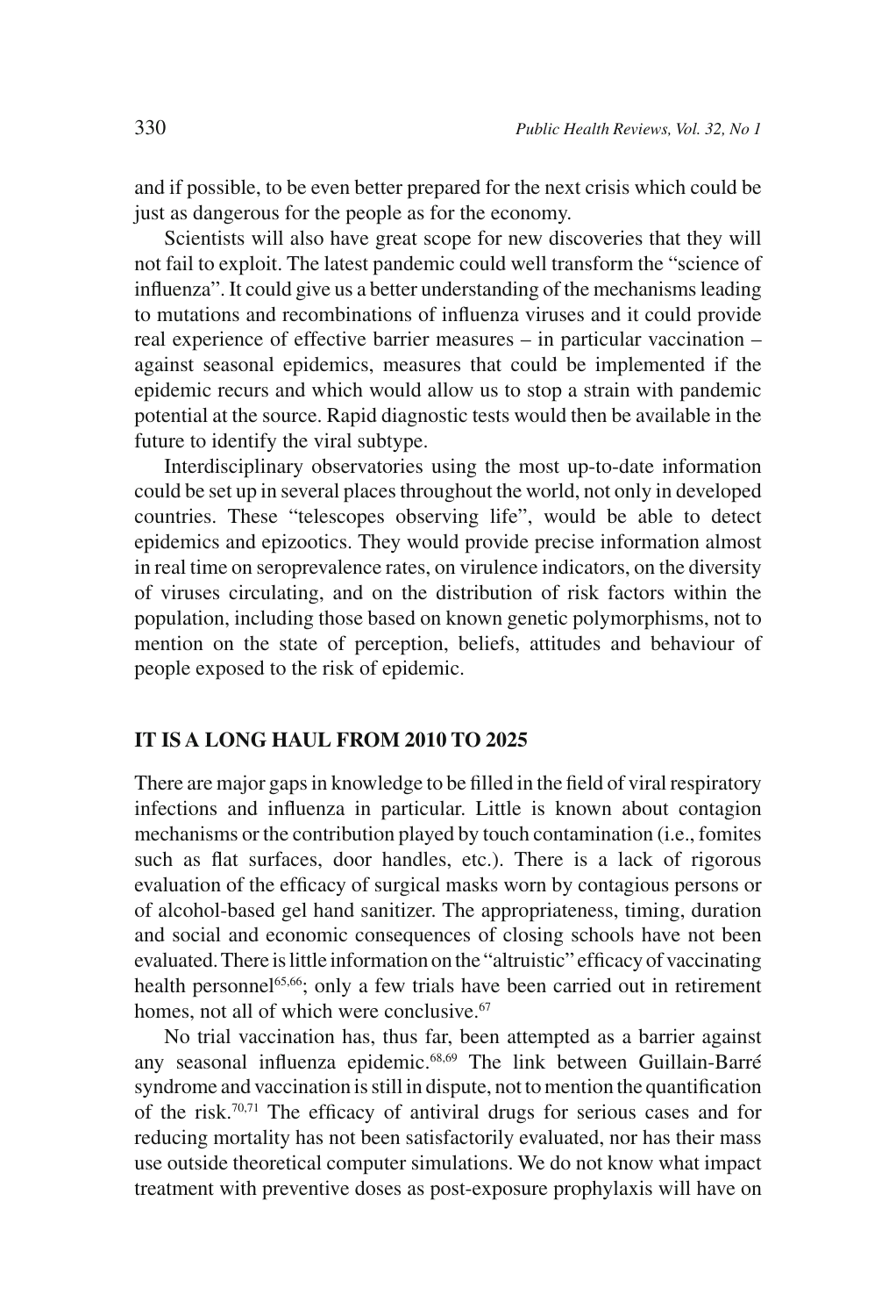and if possible, to be even better prepared for the next crisis which could be just as dangerous for the people as for the economy.

Scientists will also have great scope for new discoveries that they will not fail to exploit. The latest pandemic could well transform the "science of influenza". It could give us a better understanding of the mechanisms leading to mutations and recombinations of influenza viruses and it could provide real experience of effective barrier measures – in particular vaccination – against seasonal epidemics, measures that could be implemented if the epidemic recurs and which would allow us to stop a strain with pandemic potential at the source. Rapid diagnostic tests would then be available in the future to identify the viral subtype.

Interdisciplinary observatories using the most up-to-date information could be set up in several places throughout the world, not only in developed countries. These "telescopes observing life", would be able to detect epidemics and epizootics. They would provide precise information almost in real time on seroprevalence rates, on virulence indicators, on the diversity of viruses circulating, and on the distribution of risk factors within the population, including those based on known genetic polymorphisms, not to mention on the state of perception, beliefs, attitudes and behaviour of people exposed to the risk of epidemic.

## IT IS A LONG HAUL FROM 2010 TO 2025

There are major gaps in knowledge to be filled in the field of viral respiratory infections and influenza in particular. Little is known about contagion mechanisms or the contribution played by touch contamination (i.e., fomites such as flat surfaces, door handles, etc.). There is a lack of rigorous evaluation of the efficacy of surgical masks worn by contagious persons or of alcohol-based gel hand sanitizer. The appropriateness, timing, duration and social and economic consequences of closing schools have not been evaluated. There is little information on the "altruistic" efficacy of vaccinating health personnel[65,66]; only a few trials have been carried out in retirement homes, not all of which were conclusive.[67]

No trial vaccination has, thus far, been attempted as a barrier against any seasonal influenza epidemic.[68,69] The link between Guillain-Barré syndrome and vaccination is still in dispute, not to mention the quantification of the risk.[70,71] The efficacy of antiviral drugs for serious cases and for reducing mortality has not been satisfactorily evaluated, nor has their mass use outside theoretical computer simulations. We do not know what impact treatment with preventive doses as post-exposure prophylaxis will have on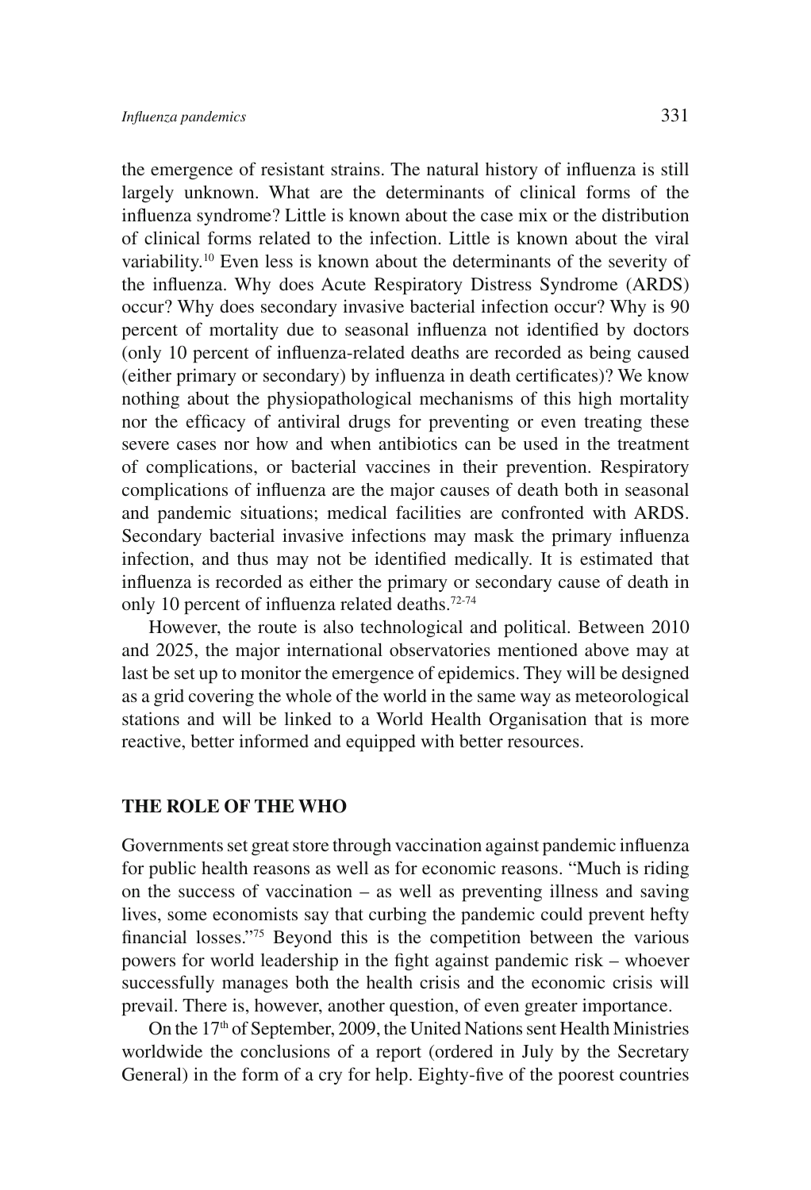the emergence of resistant strains. The natural history of influenza is still largely unknown. What are the determinants of clinical forms of the influenza syndrome? Little is known about the case mix or the distribution of clinical forms related to the infection. Little is known about the viral variability.[10] Even less is known about the determinants of the severity of the influenza. Why does Acute Respiratory Distress Syndrome (ARDS) occur? Why does secondary invasive bacterial infection occur? Why is 90 percent of mortality due to seasonal influenza not identified by doctors (only 10 percent of influenza-related deaths are recorded as being caused (either primary or secondary) by influenza in death certificates)? We know nothing about the physiopathological mechanisms of this high mortality nor the efficacy of antiviral drugs for preventing or even treating these severe cases nor how and when antibiotics can be used in the treatment of complications, or bacterial vaccines in their prevention. Respiratory complications of influenza are the major causes of death both in seasonal and pandemic situations; medical facilities are confronted with ARDS. Secondary bacterial invasive infections may mask the primary influenza infection, and thus may not be identified medically. It is estimated that influenza is recorded as either the primary or secondary cause of death in only 10 percent of influenza related deaths.[72-74]

However, the route is also technological and political. Between 2010 and 2025, the major international observatories mentioned above may at last be set up to monitor the emergence of epidemics. They will be designed as a grid covering the whole of the world in the same way as meteorological stations and will be linked to a World Health Organisation that is more reactive, better informed and equipped with better resources.

## THE ROLE OF THE WHO

Governments set great store through vaccination against pandemic influenza for public health reasons as well as for economic reasons. "Much is riding on the success of vaccination – as well as preventing illness and saving lives, some economists say that curbing the pandemic could prevent hefty financial losses."[75] Beyond this is the competition between the various powers for world leadership in the fight against pandemic risk – whoever successfully manages both the health crisis and the economic crisis will prevail. There is, however, another question, of even greater importance.

On the 17th of September, 2009, the United Nations sent Health Ministries worldwide the conclusions of a report (ordered in July by the Secretary General) in the form of a cry for help. Eighty-five of the poorest countries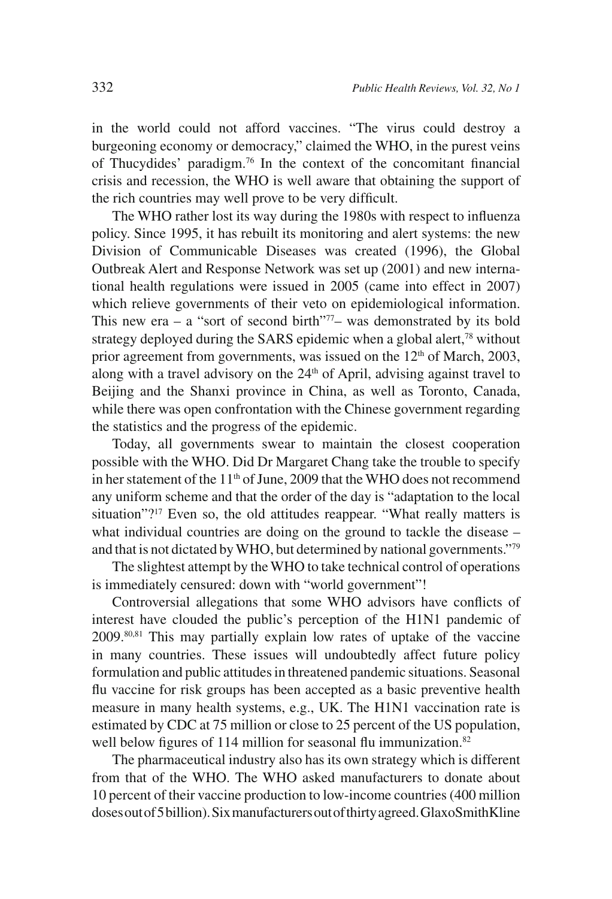in the world could not afford vaccines. "The virus could destroy a burgeoning economy or democracy," claimed the WHO, in the purest veins of Thucydides' paradigm.[76] In the context of the concomitant financial crisis and recession, the WHO is well aware that obtaining the support of the rich countries may well prove to be very difficult.

The WHO rather lost its way during the 1980s with respect to influenza policy. Since 1995, it has rebuilt its monitoring and alert systems: the new Division of Communicable Diseases was created (1996), the Global Outbreak Alert and Response Network was set up (2001) and new international health regulations were issued in 2005 (came into effect in 2007) which relieve governments of their veto on epidemiological information. This new era – a "sort of second birth"[77]– was demonstrated by its bold strategy deployed during the SARS epidemic when a global alert,[78] without prior agreement from governments, was issued on the 12th of March, 2003, along with a travel advisory on the 24th of April, advising against travel to Beijing and the Shanxi province in China, as well as Toronto, Canada, while there was open confrontation with the Chinese government regarding the statistics and the progress of the epidemic.

Today, all governments swear to maintain the closest cooperation possible with the WHO. Did Dr Margaret Chang take the trouble to specify in her statement of the 11th of June, 2009 that the WHO does not recommend any uniform scheme and that the order of the day is "adaptation to the local situation"?[17] Even so, the old attitudes reappear. "What really matters is what individual countries are doing on the ground to tackle the disease – and that is not dictated by WHO, but determined by national governments."[79]

The slightest attempt by the WHO to take technical control of operations is immediately censured: down with "world government"!

Controversial allegations that some WHO advisors have conflicts of interest have clouded the public's perception of the H1N1 pandemic of 2009.[80,81] This may partially explain low rates of uptake of the vaccine in many countries. These issues will undoubtedly affect future policy formulation and public attitudes in threatened pandemic situations. Seasonal flu vaccine for risk groups has been accepted as a basic preventive health measure in many health systems, e.g., UK. The H1N1 vaccination rate is estimated by CDC at 75 million or close to 25 percent of the US population, well below figures of 114 million for seasonal flu immunization.[82]

The pharmaceutical industry also has its own strategy which is different from that of the WHO. The WHO asked manufacturers to donate about 10 percent of their vaccine production to low-income countries (400 million doses out of 5 billion). Six manufacturers out of thirty agreed. GlaxoSmithKline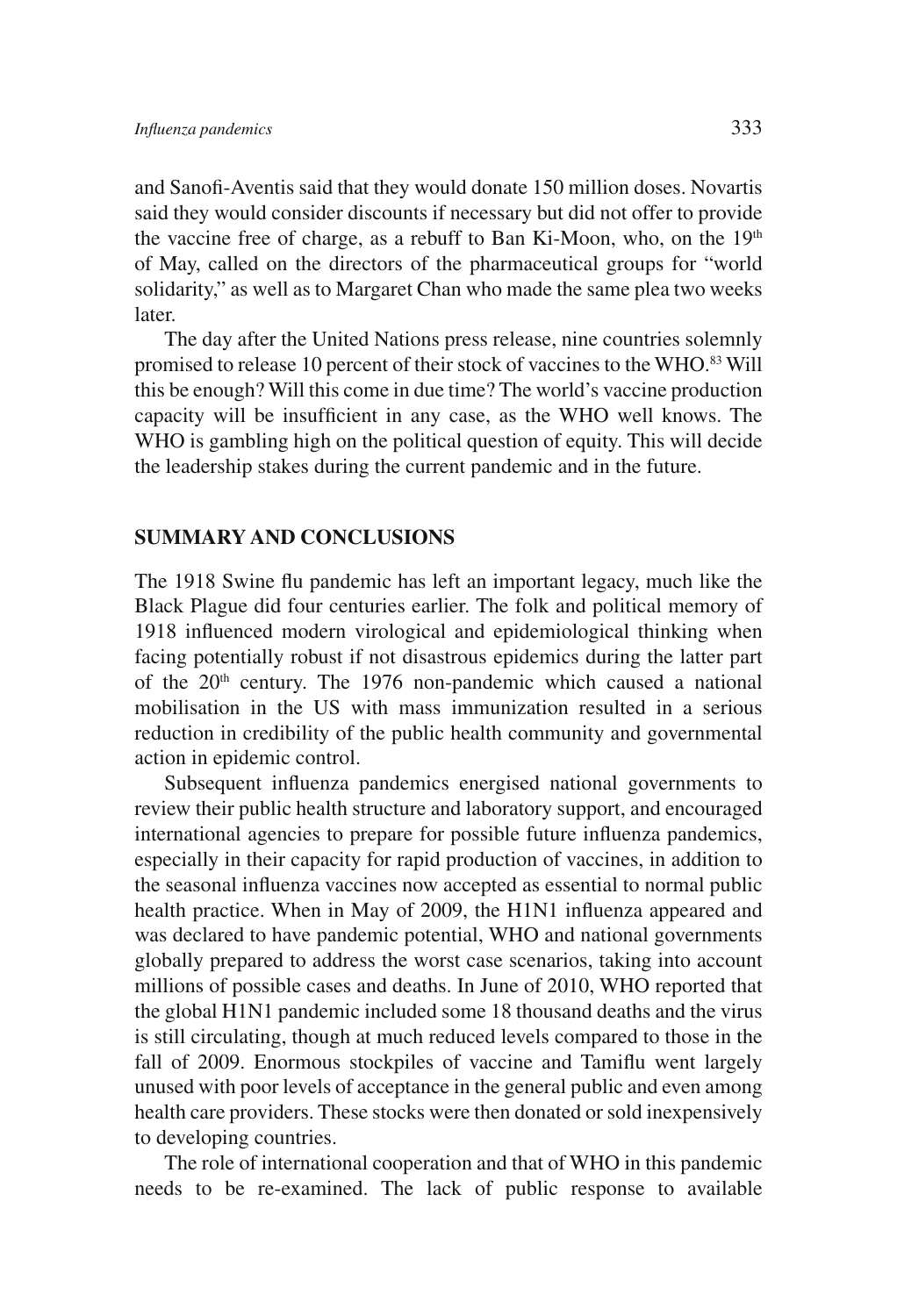and Sanofi-Aventis said that they would donate 150 million doses. Novartis said they would consider discounts if necessary but did not offer to provide the vaccine free of charge, as a rebuff to Ban Ki-Moon, who, on the 19th of May, called on the directors of the pharmaceutical groups for "world solidarity," as well as to Margaret Chan who made the same plea two weeks later.

The day after the United Nations press release, nine countries solemnly promised to release 10 percent of their stock of vaccines to the WHO.[83] Will this be enough? Will this come in due time? The world's vaccine production capacity will be insufficient in any case, as the WHO well knows. The WHO is gambling high on the political question of equity. This will decide the leadership stakes during the current pandemic and in the future.

## SUMMARY AND CONCLUSIONS

The 1918 Swine flu pandemic has left an important legacy, much like the Black Plague did four centuries earlier. The folk and political memory of 1918 influenced modern virological and epidemiological thinking when facing potentially robust if not disastrous epidemics during the latter part of the 20th century. The 1976 non-pandemic which caused a national mobilisation in the US with mass immunization resulted in a serious reduction in credibility of the public health community and governmental action in epidemic control.

Subsequent influenza pandemics energised national governments to review their public health structure and laboratory support, and encouraged international agencies to prepare for possible future influenza pandemics, especially in their capacity for rapid production of vaccines, in addition to the seasonal influenza vaccines now accepted as essential to normal public health practice. When in May of 2009, the H1N1 influenza appeared and was declared to have pandemic potential, WHO and national governments globally prepared to address the worst case scenarios, taking into account millions of possible cases and deaths. In June of 2010, WHO reported that the global H1N1 pandemic included some 18 thousand deaths and the virus is still circulating, though at much reduced levels compared to those in the fall of 2009. Enormous stockpiles of vaccine and Tamiflu went largely unused with poor levels of acceptance in the general public and even among health care providers. These stocks were then donated or sold inexpensively to developing countries.

The role of international cooperation and that of WHO in this pandemic needs to be re-examined. The lack of public response to available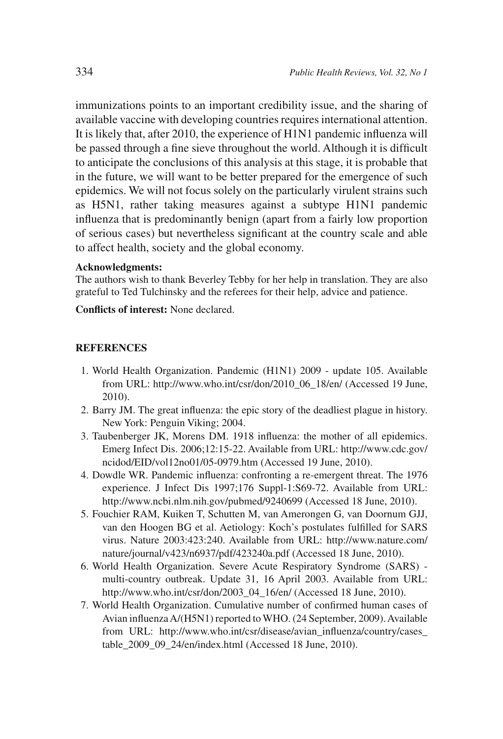immunizations points to an important credibility issue, and the sharing of available vaccine with developing countries requires international attention. It is likely that, after 2010, the experience of H1N1 pandemic influenza will be passed through a fine sieve throughout the world. Although it is difficult to anticipate the conclusions of this analysis at this stage, it is probable that in the future, we will want to be better prepared for the emergence of such epidemics. We will not focus solely on the particularly virulent strains such as H5N1, rather taking measures against a subtype H1N1 pandemic influenza that is predominantly benign (apart from a fairly low proportion of serious cases) but nevertheless significant at the country scale and able to affect health, society and the global economy.

**Acknowledgments:**
The authors wish to thank Beverley Tebby for her help in translation. They are also grateful to Ted Tulchinsky and the referees for their help, advice and patience.

**Conflicts of interest:** None declared.

## REFERENCES

1. World Health Organization. Pandemic (H1N1) 2009 - update 105. Available from URL: http://www.who.int/csr/don/2010_06_18/en/ (Accessed 19 June, 2010).
2. Barry JM. The great influenza: the epic story of the deadliest plague in history. New York: Penguin Viking; 2004.
3. Taubenberger JK, Morens DM. 1918 influenza: the mother of all epidemics. Emerg Infect Dis. 2006;12:15-22. Available from URL: http://www.cdc.gov/ncidod/EID/vol12no01/05-0979.htm (Accessed 19 June, 2010).
4. Dowdle WR. Pandemic influenza: confronting a re-emergent threat. The 1976 experience. J Infect Dis 1997;176 Suppl-1:S69-72. Available from URL: http://www.ncbi.nlm.nih.gov/pubmed/9240699 (Accessed 18 June, 2010).
5. Fouchier RAM, Kuiken T, Schutten M, van Amerongen G, van Doornum GJJ, van den Hoogen BG et al. Aetiology: Koch's postulates fulfilled for SARS virus. Nature 2003:423:240. Available from URL: http://www.nature.com/nature/journal/v423/n6937/pdf/423240a.pdf (Accessed 18 June, 2010).
6. World Health Organization. Severe Acute Respiratory Syndrome (SARS) - multi-country outbreak. Update 31, 16 April 2003. Available from URL: http://www.who.int/csr/don/2003_04_16/en/ (Accessed 18 June, 2010).
7. World Health Organization. Cumulative number of confirmed human cases of Avian influenza A/(H5N1) reported to WHO. (24 September, 2009). Available from URL: http://www.who.int/csr/disease/avian_influenza/country/cases_table_2009_09_24/en/index.html (Accessed 18 June, 2010).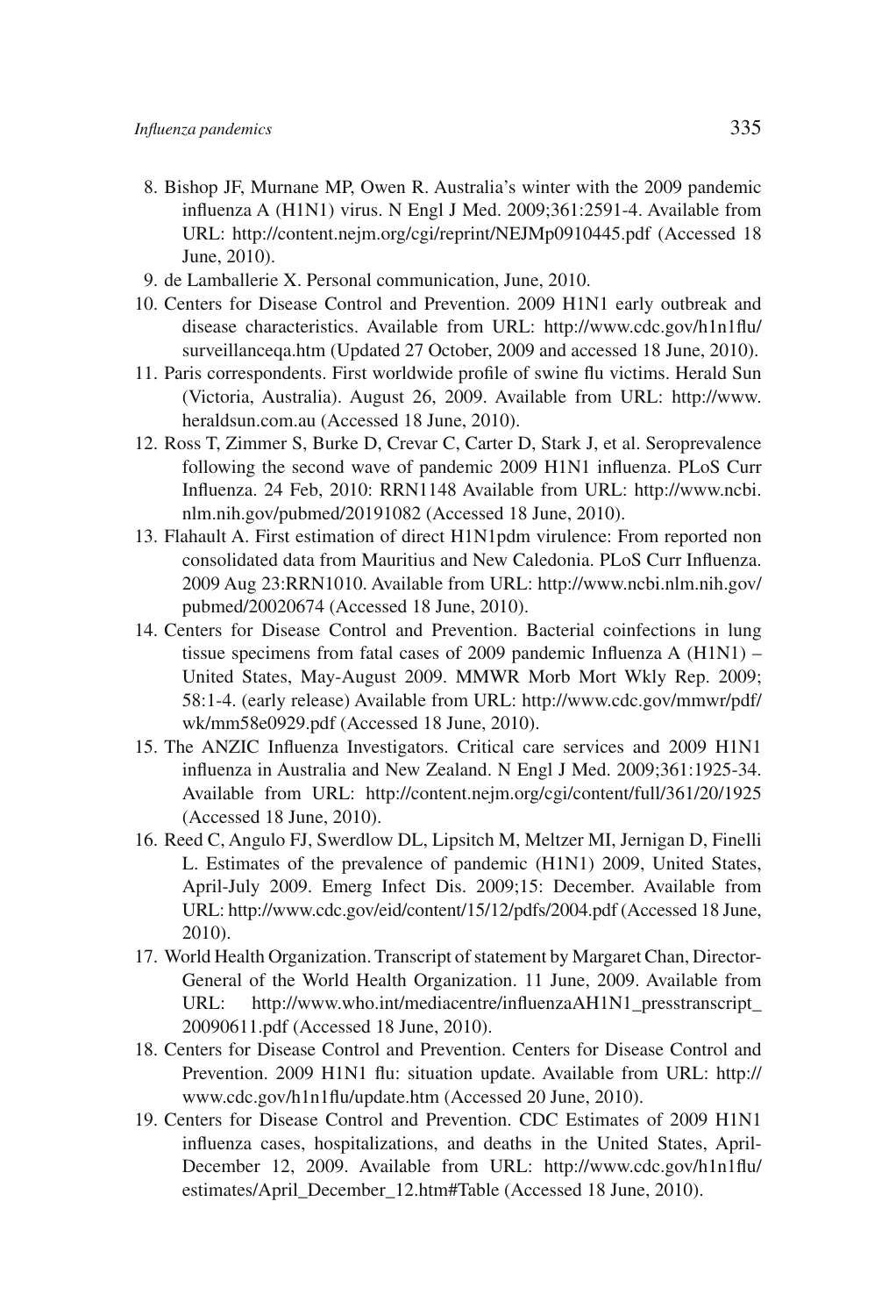8. Bishop JF, Murnane MP, Owen R. Australia's winter with the 2009 pandemic influenza A (H1N1) virus. N Engl J Med. 2009;361:2591-4. Available from URL: http://content.nejm.org/cgi/reprint/NEJMp0910445.pdf (Accessed 18 June, 2010).
9. de Lamballerie X. Personal communication, June, 2010.
10. Centers for Disease Control and Prevention. 2009 H1N1 early outbreak and disease characteristics. Available from URL: http://www.cdc.gov/h1n1flu/surveillanceqa.htm (Updated 27 October, 2009 and accessed 18 June, 2010).
11. Paris correspondents. First worldwide profile of swine flu victims. Herald Sun (Victoria, Australia). August 26, 2009. Available from URL: http://www.heraldsun.com.au (Accessed 18 June, 2010).
12. Ross T, Zimmer S, Burke D, Crevar C, Carter D, Stark J, et al. Seroprevalence following the second wave of pandemic 2009 H1N1 influenza. PLoS Curr Influenza. 24 Feb, 2010: RRN1148 Available from URL: http://www.ncbi.nlm.nih.gov/pubmed/20191082 (Accessed 18 June, 2010).
13. Flahault A. First estimation of direct H1N1pdm virulence: From reported non consolidated data from Mauritius and New Caledonia. PLoS Curr Influenza. 2009 Aug 23:RRN1010. Available from URL: http://www.ncbi.nlm.nih.gov/pubmed/20020674 (Accessed 18 June, 2010).
14. Centers for Disease Control and Prevention. Bacterial coinfections in lung tissue specimens from fatal cases of 2009 pandemic Influenza A (H1N1) – United States, May-August 2009. MMWR Morb Mort Wkly Rep. 2009; 58:1-4. (early release) Available from URL: http://www.cdc.gov/mmwr/pdf/wk/mm58e0929.pdf (Accessed 18 June, 2010).
15. The ANZIC Influenza Investigators. Critical care services and 2009 H1N1 influenza in Australia and New Zealand. N Engl J Med. 2009;361:1925-34. Available from URL: http://content.nejm.org/cgi/content/full/361/20/1925 (Accessed 18 June, 2010).
16. Reed C, Angulo FJ, Swerdlow DL, Lipsitch M, Meltzer MI, Jernigan D, Finelli L. Estimates of the prevalence of pandemic (H1N1) 2009, United States, April-July 2009. Emerg Infect Dis. 2009;15: December. Available from URL: http://www.cdc.gov/eid/content/15/12/pdfs/2004.pdf (Accessed 18 June, 2010).
17. World Health Organization. Transcript of statement by Margaret Chan, Director-General of the World Health Organization. 11 June, 2009. Available from URL: http://www.who.int/mediacentre/influenzaAH1N1_presstranscript_20090611.pdf (Accessed 18 June, 2010).
18. Centers for Disease Control and Prevention. Centers for Disease Control and Prevention. 2009 H1N1 flu: situation update. Available from URL: http://www.cdc.gov/h1n1flu/update.htm (Accessed 20 June, 2010).
19. Centers for Disease Control and Prevention. CDC Estimates of 2009 H1N1 influenza cases, hospitalizations, and deaths in the United States, April-December 12, 2009. Available from URL: http://www.cdc.gov/h1n1flu/estimates/April_December_12.htm#Table (Accessed 18 June, 2010).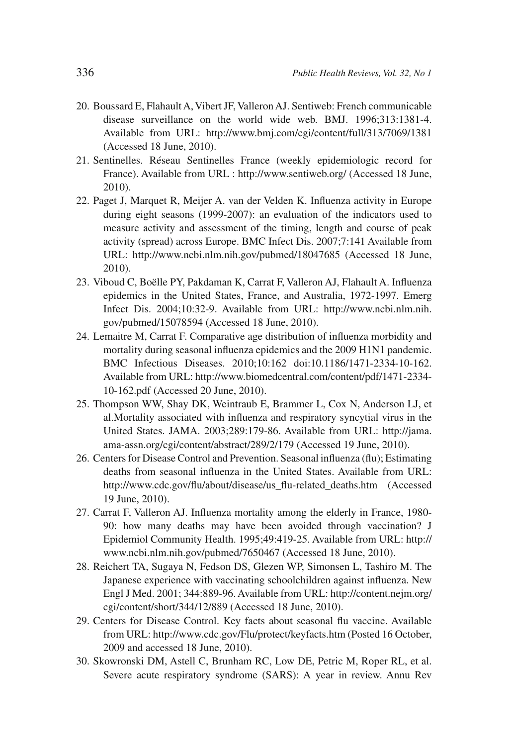20. Boussard E, Flahault A, Vibert JF, Valleron AJ. Sentiweb: French communicable disease surveillance on the world wide web. BMJ. 1996;313:1381-4. Available from URL: http://www.bmj.com/cgi/content/full/313/7069/1381 (Accessed 18 June, 2010).
21. Sentinelles. Réseau Sentinelles France (weekly epidemiologic record for France). Available from URL : http://www.sentiweb.org/ (Accessed 18 June, 2010).
22. Paget J, Marquet R, Meijer A. van der Velden K. Influenza activity in Europe during eight seasons (1999-2007): an evaluation of the indicators used to measure activity and assessment of the timing, length and course of peak activity (spread) across Europe. BMC Infect Dis. 2007;7:141 Available from URL: http://www.ncbi.nlm.nih.gov/pubmed/18047685 (Accessed 18 June, 2010).
23. Viboud C, Boëlle PY, Pakdaman K, Carrat F, Valleron AJ, Flahault A. Influenza epidemics in the United States, France, and Australia, 1972-1997. Emerg Infect Dis. 2004;10:32-9. Available from URL: http://www.ncbi.nlm.nih.gov/pubmed/15078594 (Accessed 18 June, 2010).
24. Lemaitre M, Carrat F. Comparative age distribution of influenza morbidity and mortality during seasonal influenza epidemics and the 2009 H1N1 pandemic. BMC Infectious Diseases. 2010;10:162 doi:10.1186/1471-2334-10-162. Available from URL: http://www.biomedcentral.com/content/pdf/1471-2334-10-162.pdf (Accessed 20 June, 2010).
25. Thompson WW, Shay DK, Weintraub E, Brammer L, Cox N, Anderson LJ, et al.Mortality associated with influenza and respiratory syncytial virus in the United States. JAMA. 2003;289:179-86. Available from URL: http://jama.ama-assn.org/cgi/content/abstract/289/2/179 (Accessed 19 June, 2010).
26. Centers for Disease Control and Prevention. Seasonal influenza (flu); Estimating deaths from seasonal influenza in the United States. Available from URL: http://www.cdc.gov/flu/about/disease/us_flu-related_deaths.htm (Accessed 19 June, 2010).
27. Carrat F, Valleron AJ. Influenza mortality among the elderly in France, 1980-90: how many deaths may have been avoided through vaccination? J Epidemiol Community Health. 1995;49:419-25. Available from URL: http://www.ncbi.nlm.nih.gov/pubmed/7650467 (Accessed 18 June, 2010).
28. Reichert TA, Sugaya N, Fedson DS, Glezen WP, Simonsen L, Tashiro M. The Japanese experience with vaccinating schoolchildren against influenza. New Engl J Med. 2001; 344:889-96. Available from URL: http://content.nejm.org/cgi/content/short/344/12/889 (Accessed 18 June, 2010).
29. Centers for Disease Control. Key facts about seasonal flu vaccine. Available from URL: http://www.cdc.gov/Flu/protect/keyfacts.htm (Posted 16 October, 2009 and accessed 18 June, 2010).
30. Skowronski DM, Astell C, Brunham RC, Low DE, Petric M, Roper RL, et al. Severe acute respiratory syndrome (SARS): A year in review. Annu Rev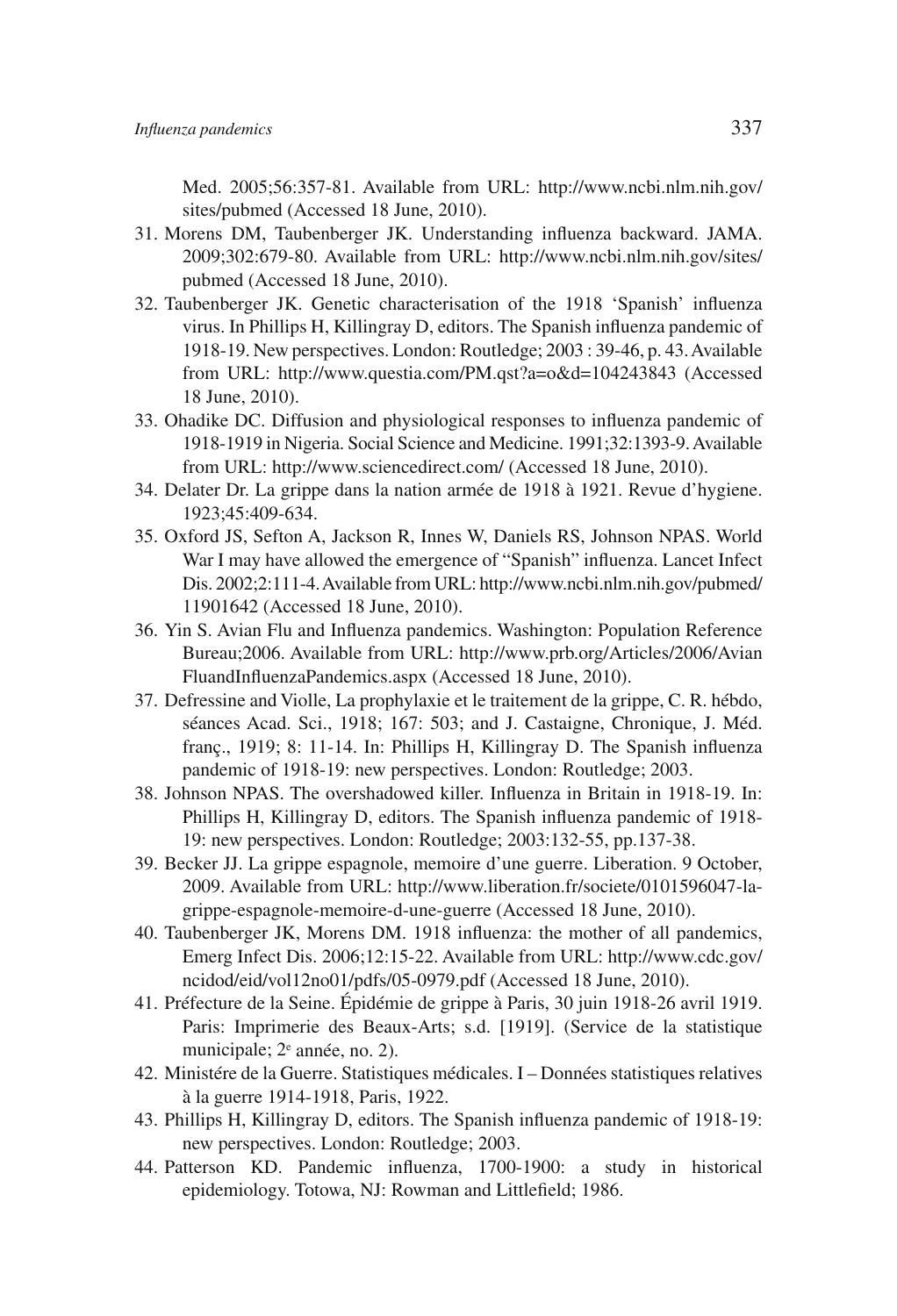Med. 2005;56:357-81. Available from URL: http://www.ncbi.nlm.nih.gov/sites/pubmed (Accessed 18 June, 2010).

31. Morens DM, Taubenberger JK. Understanding influenza backward. JAMA. 2009;302:679-80. Available from URL: http://www.ncbi.nlm.nih.gov/sites/pubmed (Accessed 18 June, 2010).
32. Taubenberger JK. Genetic characterisation of the 1918 'Spanish' influenza virus. In Phillips H, Killingray D, editors. The Spanish influenza pandemic of 1918-19. New perspectives. London: Routledge; 2003 : 39-46, p. 43. Available from URL: http://www.questia.com/PM.qst?a=o&d=104243843 (Accessed 18 June, 2010).
33. Ohadike DC. Diffusion and physiological responses to influenza pandemic of 1918-1919 in Nigeria. Social Science and Medicine. 1991;32:1393-9. Available from URL: http://www.sciencedirect.com/ (Accessed 18 June, 2010).
34. Delater Dr. La grippe dans la nation armée de 1918 à 1921. Revue d'hygiene. 1923;45:409-634.
35. Oxford JS, Sefton A, Jackson R, Innes W, Daniels RS, Johnson NPAS. World War I may have allowed the emergence of "Spanish" influenza. Lancet Infect Dis. 2002;2:111-4. Available from URL: http://www.ncbi.nlm.nih.gov/pubmed/11901642 (Accessed 18 June, 2010).
36. Yin S. Avian Flu and Influenza pandemics. Washington: Population Reference Bureau;2006. Available from URL: http://www.prb.org/Articles/2006/AvianFluandInfluenzaPandemics.aspx (Accessed 18 June, 2010).
37. Defressine and Violle, La prophylaxie et le traitement de la grippe, C. R. hébdo, séances Acad. Sci., 1918; 167: 503; and J. Castaigne, Chronique, J. Méd. franç., 1919; 8: 11-14. In: Phillips H, Killingray D. The Spanish influenza pandemic of 1918-19: new perspectives. London: Routledge; 2003.
38. Johnson NPAS. The overshadowed killer. Influenza in Britain in 1918-19. In: Phillips H, Killingray D, editors. The Spanish influenza pandemic of 1918-19: new perspectives. London: Routledge; 2003:132-55, pp.137-38.
39. Becker JJ. La grippe espagnole, memoire d'une guerre. Liberation. 9 October, 2009. Available from URL: http://www.liberation.fr/societe/0101596047-la-grippe-espagnole-memoire-d-une-guerre (Accessed 18 June, 2010).
40. Taubenberger JK, Morens DM. 1918 influenza: the mother of all pandemics, Emerg Infect Dis. 2006;12:15-22. Available from URL: http://www.cdc.gov/ncidod/eid/vol12no01/pdfs/05-0979.pdf (Accessed 18 June, 2010).
41. Préfecture de la Seine. Épidémie de grippe à Paris, 30 juin 1918-26 avril 1919. Paris: Imprimerie des Beaux-Arts; s.d. [1919]. (Service de la statistique municipale; 2e année, no. 2).
42. Ministére de la Guerre. Statistiques médicales. I – Données statistiques relatives à la guerre 1914-1918, Paris, 1922.
43. Phillips H, Killingray D, editors. The Spanish influenza pandemic of 1918-19: new perspectives. London: Routledge; 2003.
44. Patterson KD. Pandemic influenza, 1700-1900: a study in historical epidemiology. Totowa, NJ: Rowman and Littlefield; 1986.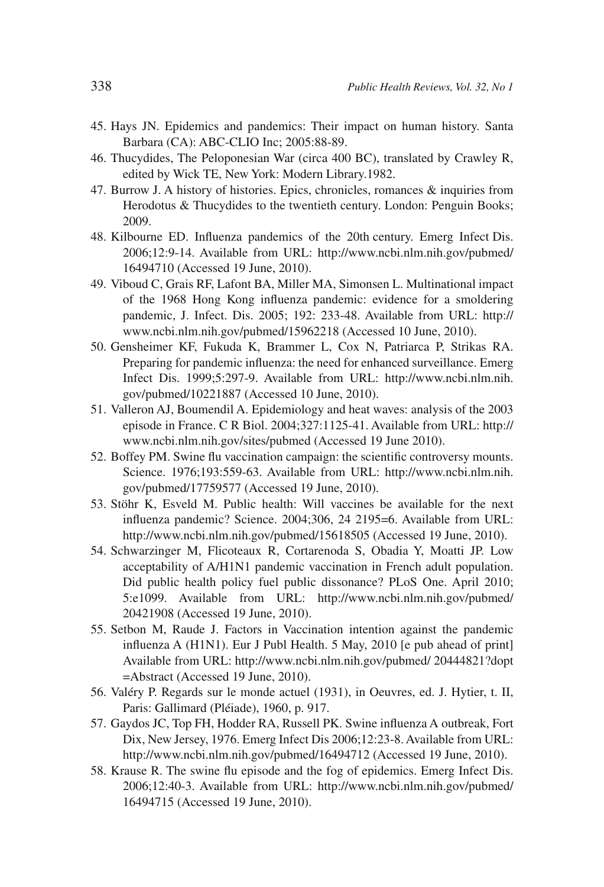45. Hays JN. Epidemics and pandemics: Their impact on human history. Santa Barbara (CA): ABC-CLIO Inc; 2005:88-89.
46. Thucydides, The Peloponesian War (circa 400 BC), translated by Crawley R, edited by Wick TE, New York: Modern Library.1982.
47. Burrow J. A history of histories. Epics, chronicles, romances & inquiries from Herodotus & Thucydides to the twentieth century. London: Penguin Books; 2009.
48. Kilbourne ED. Influenza pandemics of the 20th century. Emerg Infect Dis. 2006;12:9-14. Available from URL: http://www.ncbi.nlm.nih.gov/pubmed/16494710 (Accessed 19 June, 2010).
49. Viboud C, Grais RF, Lafont BA, Miller MA, Simonsen L. Multinational impact of the 1968 Hong Kong influenza pandemic: evidence for a smoldering pandemic, J. Infect. Dis. 2005; 192: 233-48. Available from URL: http://www.ncbi.nlm.nih.gov/pubmed/15962218 (Accessed 10 June, 2010).
50. Gensheimer KF, Fukuda K, Brammer L, Cox N, Patriarca P, Strikas RA. Preparing for pandemic influenza: the need for enhanced surveillance. Emerg Infect Dis. 1999;5:297-9. Available from URL: http://www.ncbi.nlm.nih.gov/pubmed/10221887 (Accessed 10 June, 2010).
51. Valleron AJ, Boumendil A. Epidemiology and heat waves: analysis of the 2003 episode in France. C R Biol. 2004;327:1125-41. Available from URL: http://www.ncbi.nlm.nih.gov/sites/pubmed (Accessed 19 June 2010).
52. Boffey PM. Swine flu vaccination campaign: the scientific controversy mounts. Science. 1976;193:559-63. Available from URL: http://www.ncbi.nlm.nih.gov/pubmed/17759577 (Accessed 19 June, 2010).
53. Stöhr K, Esveld M. Public health: Will vaccines be available for the next influenza pandemic? Science. 2004;306, 24 2195=6. Available from URL: http://www.ncbi.nlm.nih.gov/pubmed/15618505 (Accessed 19 June, 2010).
54. Schwarzinger M, Flicoteaux R, Cortarenoda S, Obadia Y, Moatti JP. Low acceptability of A/H1N1 pandemic vaccination in French adult population. Did public health policy fuel public dissonance? PLoS One. April 2010; 5:e1099. Available from URL: http://www.ncbi.nlm.nih.gov/pubmed/20421908 (Accessed 19 June, 2010).
55. Setbon M, Raude J. Factors in Vaccination intention against the pandemic influenza A (H1N1). Eur J Publ Health. 5 May, 2010 [e pub ahead of print] Available from URL: http://www.ncbi.nlm.nih.gov/pubmed/ 20444821?dopt=Abstract (Accessed 19 June, 2010).
56. Valéry P. Regards sur le monde actuel (1931), in Oeuvres, ed. J. Hytier, t. II, Paris: Gallimard (Pléiade), 1960, p. 917.
57. Gaydos JC, Top FH, Hodder RA, Russell PK. Swine influenza A outbreak, Fort Dix, New Jersey, 1976. Emerg Infect Dis 2006;12:23-8. Available from URL: http://www.ncbi.nlm.nih.gov/pubmed/16494712 (Accessed 19 June, 2010).
58. Krause R. The swine flu episode and the fog of epidemics. Emerg Infect Dis. 2006;12:40-3. Available from URL: http://www.ncbi.nlm.nih.gov/pubmed/16494715 (Accessed 19 June, 2010).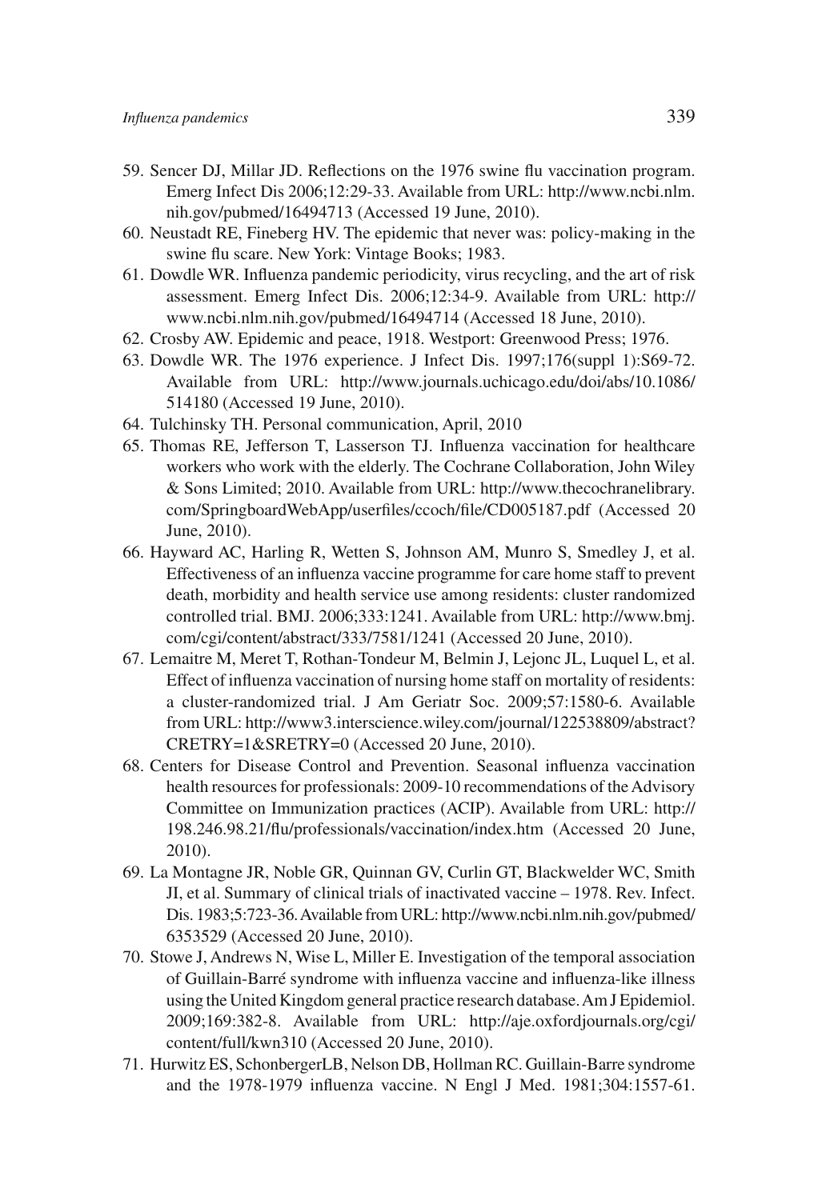59. Sencer DJ, Millar JD. Reflections on the 1976 swine flu vaccination program. Emerg Infect Dis 2006;12:29-33. Available from URL: http://www.ncbi.nlm.nih.gov/pubmed/16494713 (Accessed 19 June, 2010).
60. Neustadt RE, Fineberg HV. The epidemic that never was: policy-making in the swine flu scare. New York: Vintage Books; 1983.
61. Dowdle WR. Influenza pandemic periodicity, virus recycling, and the art of risk assessment. Emerg Infect Dis. 2006;12:34-9. Available from URL: http://www.ncbi.nlm.nih.gov/pubmed/16494714 (Accessed 18 June, 2010).
62. Crosby AW. Epidemic and peace, 1918. Westport: Greenwood Press; 1976.
63. Dowdle WR. The 1976 experience. J Infect Dis. 1997;176(suppl 1):S69-72. Available from URL: http://www.journals.uchicago.edu/doi/abs/10.1086/514180 (Accessed 19 June, 2010).
64. Tulchinsky TH. Personal communication, April, 2010
65. Thomas RE, Jefferson T, Lasserson TJ. Influenza vaccination for healthcare workers who work with the elderly. The Cochrane Collaboration, John Wiley & Sons Limited; 2010. Available from URL: http://www.thecochranelibrary.com/SpringboardWebApp/userfiles/ccoch/file/CD005187.pdf (Accessed 20 June, 2010).
66. Hayward AC, Harling R, Wetten S, Johnson AM, Munro S, Smedley J, et al. Effectiveness of an influenza vaccine programme for care home staff to prevent death, morbidity and health service use among residents: cluster randomized controlled trial. BMJ. 2006;333:1241. Available from URL: http://www.bmj.com/cgi/content/abstract/333/7581/1241 (Accessed 20 June, 2010).
67. Lemaitre M, Meret T, Rothan-Tondeur M, Belmin J, Lejonc JL, Luquel L, et al. Effect of influenza vaccination of nursing home staff on mortality of residents: a cluster-randomized trial. J Am Geriatr Soc. 2009;57:1580-6. Available from URL: http://www3.interscience.wiley.com/journal/122538809/abstract?CRETRY=1&SRETRY=0 (Accessed 20 June, 2010).
68. Centers for Disease Control and Prevention. Seasonal influenza vaccination health resources for professionals: 2009-10 recommendations of the Advisory Committee on Immunization practices (ACIP). Available from URL: http://198.246.98.21/flu/professionals/vaccination/index.htm (Accessed 20 June, 2010).
69. La Montagne JR, Noble GR, Quinnan GV, Curlin GT, Blackwelder WC, Smith JI, et al. Summary of clinical trials of inactivated vaccine – 1978. Rev. Infect. Dis. 1983;5:723-36. Available from URL: http://www.ncbi.nlm.nih.gov/pubmed/6353529 (Accessed 20 June, 2010).
70. Stowe J, Andrews N, Wise L, Miller E. Investigation of the temporal association of Guillain-Barré syndrome with influenza vaccine and influenza-like illness using the United Kingdom general practice research database. Am J Epidemiol. 2009;169:382-8. Available from URL: http://aje.oxfordjournals.org/cgi/content/full/kwn310 (Accessed 20 June, 2010).
71. Hurwitz ES, SchonbergerLB, Nelson DB, Hollman RC. Guillain-Barre syndrome and the 1978-1979 influenza vaccine. N Engl J Med. 1981;304:1557-61.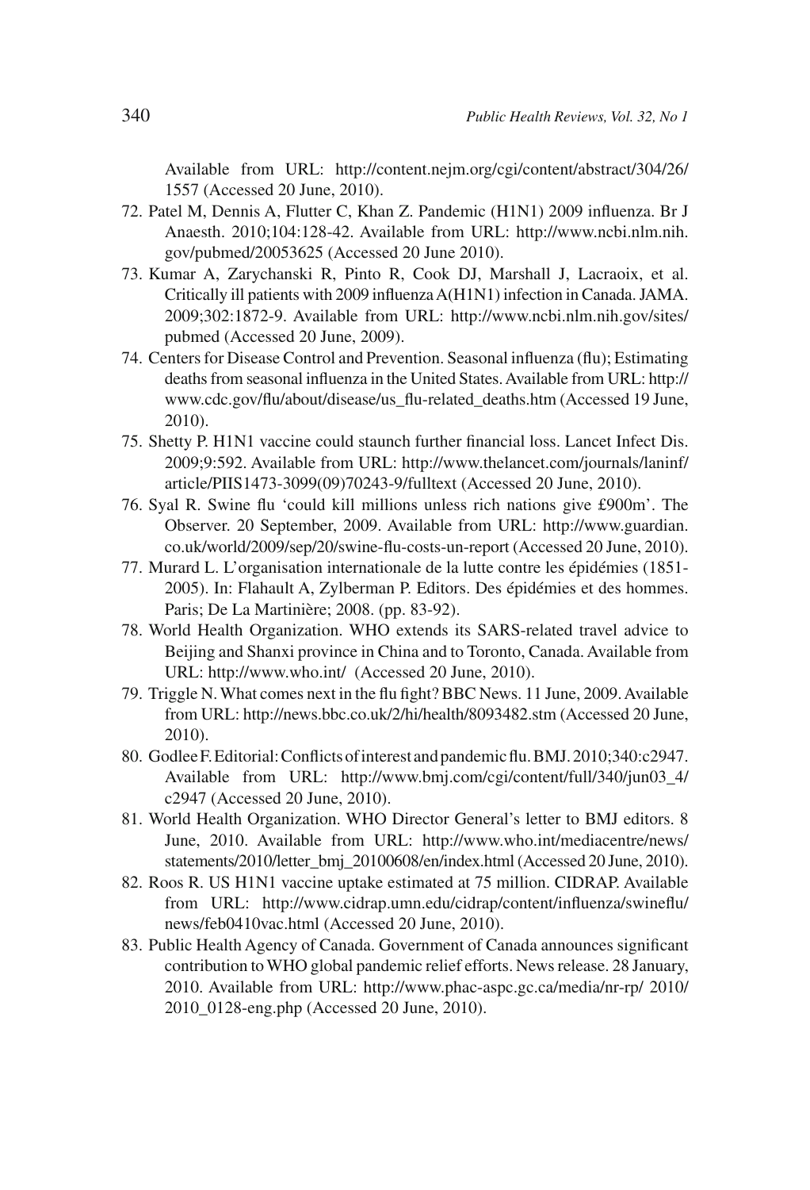Available from URL: http://content.nejm.org/cgi/content/abstract/304/26/1557 (Accessed 20 June, 2010).

72. Patel M, Dennis A, Flutter C, Khan Z. Pandemic (H1N1) 2009 influenza. Br J Anaesth. 2010;104:128-42. Available from URL: http://www.ncbi.nlm.nih.gov/pubmed/20053625 (Accessed 20 June 2010).
73. Kumar A, Zarychanski R, Pinto R, Cook DJ, Marshall J, Lacraoix, et al. Critically ill patients with 2009 influenza A(H1N1) infection in Canada. JAMA. 2009;302:1872-9. Available from URL: http://www.ncbi.nlm.nih.gov/sites/pubmed (Accessed 20 June, 2009).
74. Centers for Disease Control and Prevention. Seasonal influenza (flu); Estimating deaths from seasonal influenza in the United States. Available from URL: http://www.cdc.gov/flu/about/disease/us_flu-related_deaths.htm (Accessed 19 June, 2010).
75. Shetty P. H1N1 vaccine could staunch further financial loss. Lancet Infect Dis. 2009;9:592. Available from URL: http://www.thelancet.com/journals/laninf/article/PIIS1473-3099(09)70243-9/fulltext (Accessed 20 June, 2010).
76. Syal R. Swine flu 'could kill millions unless rich nations give £900m'. The Observer. 20 September, 2009. Available from URL: http://www.guardian.co.uk/world/2009/sep/20/swine-flu-costs-un-report (Accessed 20 June, 2010).
77. Murard L. L'organisation internationale de la lutte contre les épidémies (1851-2005). In: Flahault A, Zylberman P. Editors. Des épidémies et des hommes. Paris; De La Martinière; 2008. (pp. 83-92).
78. World Health Organization. WHO extends its SARS-related travel advice to Beijing and Shanxi province in China and to Toronto, Canada. Available from URL: http://www.who.int/ (Accessed 20 June, 2010).
79. Triggle N. What comes next in the flu fight? BBC News. 11 June, 2009. Available from URL: http://news.bbc.co.uk/2/hi/health/8093482.stm (Accessed 20 June, 2010).
80. Godlee F. Editorial: Conflicts of interest and pandemic flu. BMJ. 2010;340:c2947. Available from URL: http://www.bmj.com/cgi/content/full/340/jun03_4/c2947 (Accessed 20 June, 2010).
81. World Health Organization. WHO Director General's letter to BMJ editors. 8 June, 2010. Available from URL: http://www.who.int/mediacentre/news/statements/2010/letter_bmj_20100608/en/index.html (Accessed 20 June, 2010).
82. Roos R. US H1N1 vaccine uptake estimated at 75 million. CIDRAP. Available from URL: http://www.cidrap.umn.edu/cidrap/content/influenza/swineflu/news/feb0410vac.html (Accessed 20 June, 2010).
83. Public Health Agency of Canada. Government of Canada announces significant contribution to WHO global pandemic relief efforts. News release. 28 January, 2010. Available from URL: http://www.phac-aspc.gc.ca/media/nr-rp/ 2010/2010_0128-eng.php (Accessed 20 June, 2010).